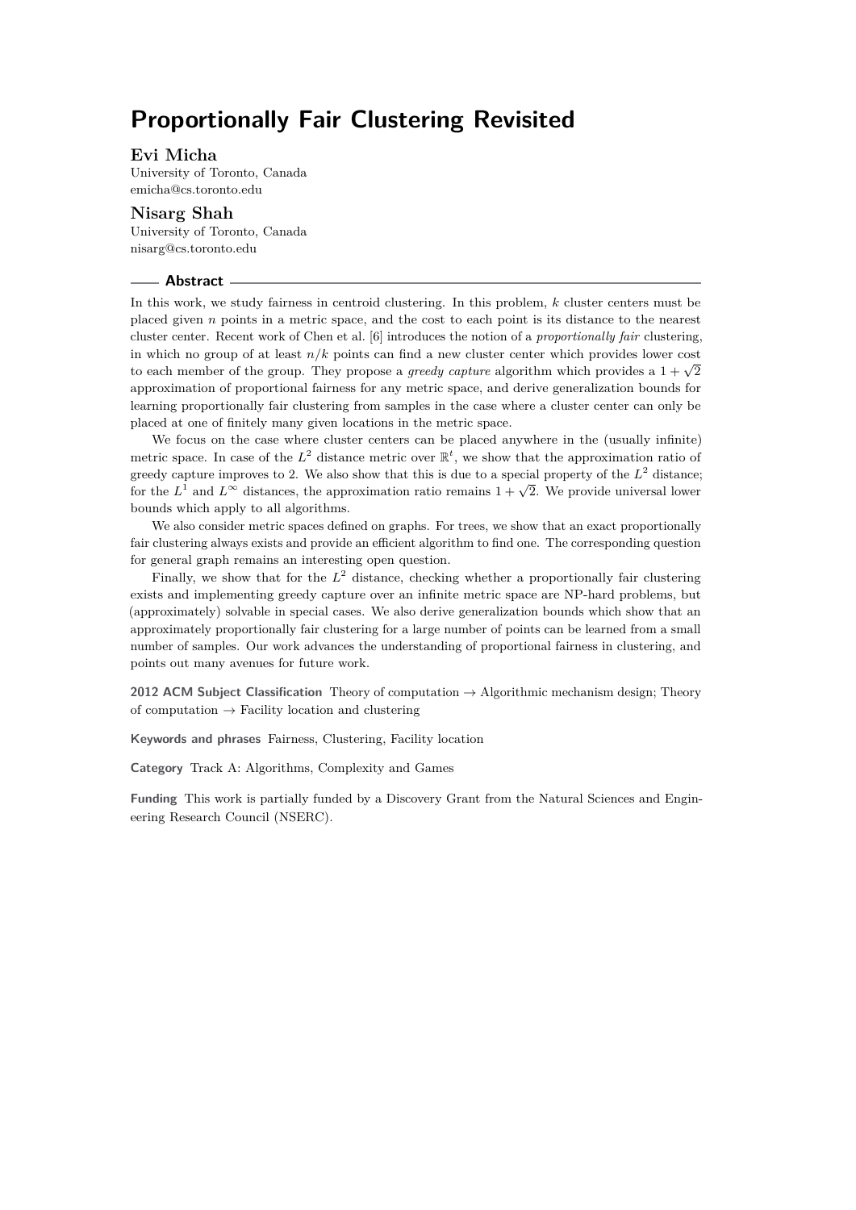# Proportionally Fair Clustering Revisited

**Evi Micha**
University of Toronto, Canada
emicha@cs.toronto.edu

**Nisarg Shah**
University of Toronto, Canada
nisarg@cs.toronto.edu

## Abstract

In this work, we study fairness in centroid clustering. In this problem, $k$ cluster centers must be placed given $n$ points in a metric space, and the cost to each point is its distance to the nearest cluster center. Recent work of Chen et al. [6] introduces the notion of a *proportionally fair* clustering, in which no group of at least $n/k$ points can find a new cluster center which provides lower cost to each member of the group. They propose a *greedy capture* algorithm which provides a $1 + \sqrt{2}$ approximation of proportional fairness for any metric space, and derive generalization bounds for learning proportionally fair clustering from samples in the case where a cluster center can only be placed at one of finitely many given locations in the metric space.

We focus on the case where cluster centers can be placed anywhere in the (usually infinite) metric space. In case of the $L^2$ distance metric over $\mathbb{R}^t$, we show that the approximation ratio of greedy capture improves to 2. We also show that this is due to a special property of the $L^2$ distance; for the $L^1$ and $L^\infty$ distances, the approximation ratio remains $1 + \sqrt{2}$. We provide universal lower bounds which apply to all algorithms.

We also consider metric spaces defined on graphs. For trees, we show that an exact proportionally fair clustering always exists and provide an efficient algorithm to find one. The corresponding question for general graph remains an interesting open question.

Finally, we show that for the $L^2$ distance, checking whether a proportionally fair clustering exists and implementing greedy capture over an infinite metric space are NP-hard problems, but (approximately) solvable in special cases. We also derive generalization bounds which show that an approximately proportionally fair clustering for a large number of points can be learned from a small number of samples. Our work advances the understanding of proportional fairness in clustering, and points out many avenues for future work.

**2012 ACM Subject Classification** Theory of computation → Algorithmic mechanism design; Theory of computation → Facility location and clustering

**Keywords and phrases** Fairness, Clustering, Facility location

**Category** Track A: Algorithms, Complexity and Games

**Funding** This work is partially funded by a Discovery Grant from the Natural Sciences and Engineering Research Council (NSERC).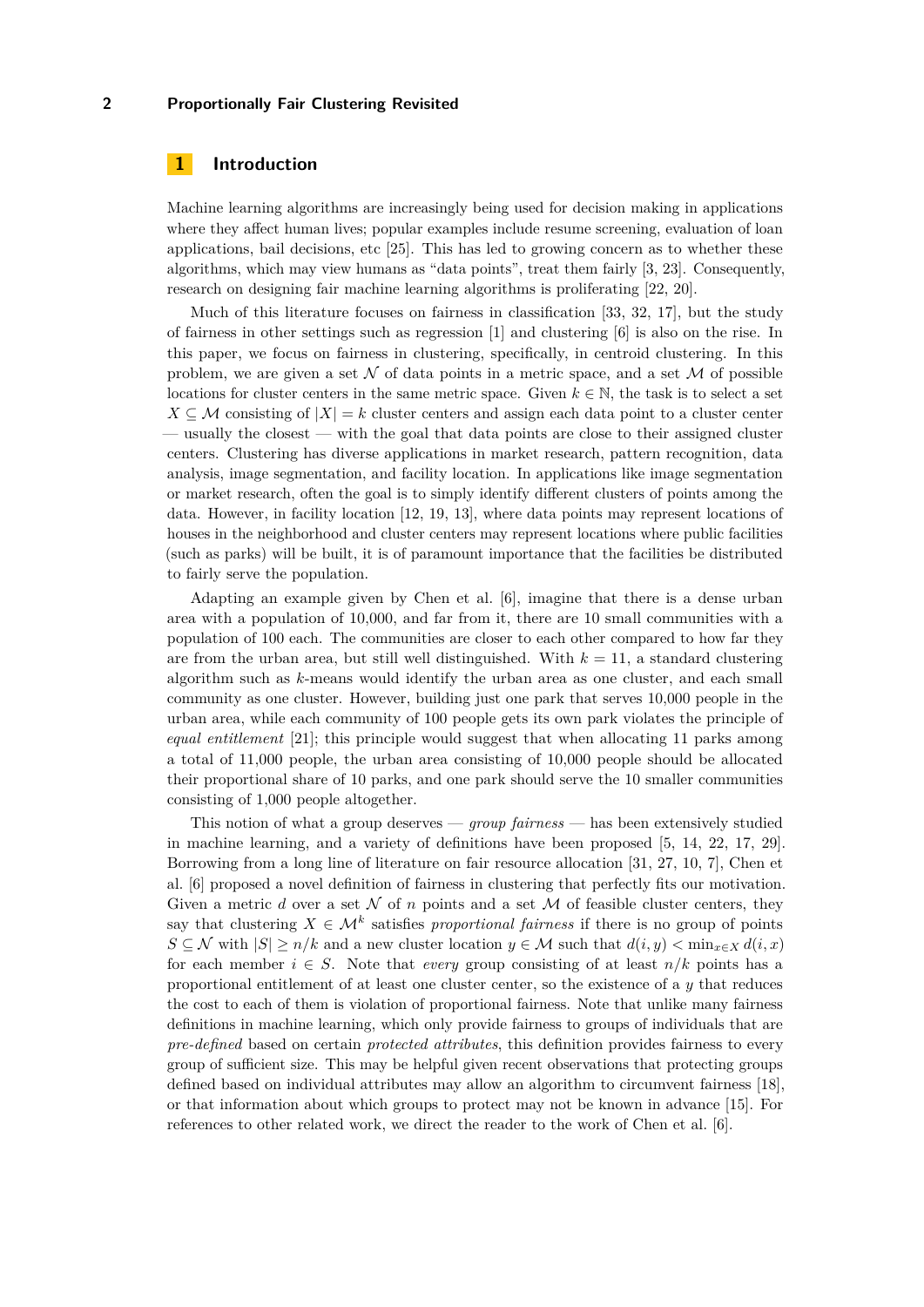# 1 Introduction

Machine learning algorithms are increasingly being used for decision making in applications where they affect human lives; popular examples include resume screening, evaluation of loan applications, bail decisions, etc [25]. This has led to growing concern as to whether these algorithms, which may view humans as "data points", treat them fairly [3, 23]. Consequently, research on designing fair machine learning algorithms is proliferating [22, 20].

Much of this literature focuses on fairness in classification [33, 32, 17], but the study of fairness in other settings such as regression [1] and clustering [6] is also on the rise. In this paper, we focus on fairness in clustering, specifically, in centroid clustering. In this problem, we are given a set $\mathcal{N}$ of data points in a metric space, and a set $\mathcal{M}$ of possible locations for cluster centers in the same metric space. Given $k \in \mathbb{N}$, the task is to select a set $X \subseteq \mathcal{M}$ consisting of $|X| = k$ cluster centers and assign each data point to a cluster center — usually the closest — with the goal that data points are close to their assigned cluster centers. Clustering has diverse applications in market research, pattern recognition, data analysis, image segmentation, and facility location. In applications like image segmentation or market research, often the goal is to simply identify different clusters of points among the data. However, in facility location [12, 19, 13], where data points may represent locations of houses in the neighborhood and cluster centers may represent locations where public facilities (such as parks) will be built, it is of paramount importance that the facilities be distributed to fairly serve the population.

Adapting an example given by Chen et al. [6], imagine that there is a dense urban area with a population of 10,000, and far from it, there are 10 small communities with a population of 100 each. The communities are closer to each other compared to how far they are from the urban area, but still well distinguished. With $k = 11$, a standard clustering algorithm such as $k$-means would identify the urban area as one cluster, and each small community as one cluster. However, building just one park that serves 10,000 people in the urban area, while each community of 100 people gets its own park violates the principle of *equal entitlement* [21]; this principle would suggest that when allocating 11 parks among a total of 11,000 people, the urban area consisting of 10,000 people should be allocated their proportional share of 10 parks, and one park should serve the 10 smaller communities consisting of 1,000 people altogether.

This notion of what a group deserves — *group fairness* — has been extensively studied in machine learning, and a variety of definitions have been proposed [5, 14, 22, 17, 29]. Borrowing from a long line of literature on fair resource allocation [31, 27, 10, 7], Chen et al. [6] proposed a novel definition of fairness in clustering that perfectly fits our motivation. Given a metric $d$ over a set $\mathcal{N}$ of $n$ points and a set $\mathcal{M}$ of feasible cluster centers, they say that clustering $X \in \mathcal{M}^k$ satisfies *proportional fairness* if there is no group of points $S \subseteq \mathcal{N}$ with $|S| \geq n/k$ and a new cluster location $y \in \mathcal{M}$ such that $d(i, y) < \min_{x \in X} d(i, x)$ for each member $i \in S$. Note that *every* group consisting of at least $n/k$ points has a proportional entitlement of at least one cluster center, so the existence of a $y$ that reduces the cost to each of them is violation of proportional fairness. Note that unlike many fairness definitions in machine learning, which only provide fairness to groups of individuals that are *pre-defined* based on certain *protected attributes*, this definition provides fairness to every group of sufficient size. This may be helpful given recent observations that protecting groups defined based on individual attributes may allow an algorithm to circumvent fairness [18], or that information about which groups to protect may not be known in advance [15]. For references to other related work, we direct the reader to the work of Chen et al. [6].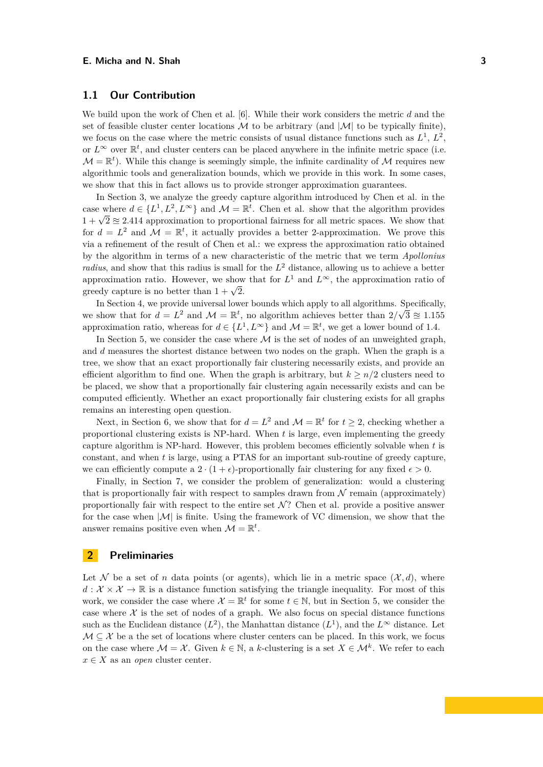## 1.1 Our Contribution

We build upon the work of Chen et al. [6]. While their work considers the metric $d$ and the set of feasible cluster center locations $\mathcal{M}$ to be arbitrary (and $|\mathcal{M}|$ to be typically finite), we focus on the case where the metric consists of usual distance functions such as $L^1$, $L^2$, or $L^\infty$ over $\mathbb{R}^t$, and cluster centers can be placed anywhere in the infinite metric space (i.e. $\mathcal{M} = \mathbb{R}^t$). While this change is seemingly simple, the infinite cardinality of $\mathcal{M}$ requires new algorithmic tools and generalization bounds, which we provide in this work. In some cases, we show that this in fact allows us to provide stronger approximation guarantees.

In Section 3, we analyze the greedy capture algorithm introduced by Chen et al. in the case where $d \in \{L^1, L^2, L^\infty\}$ and $\mathcal{M} = \mathbb{R}^t$. Chen et al. show that the algorithm provides $1 + \sqrt{2} \approxeq 2.414$ approximation to proportional fairness for all metric spaces. We show that for $d = L^2$ and $\mathcal{M} = \mathbb{R}^t$, it actually provides a better 2-approximation. We prove this via a refinement of the result of Chen et al.: we express the approximation ratio obtained by the algorithm in terms of a new characteristic of the metric that we term *Apollonius radius*, and show that this radius is small for the $L^2$ distance, allowing us to achieve a better approximation ratio. However, we show that for $L^1$ and $L^\infty$, the approximation ratio of greedy capture is no better than $1 + \sqrt{2}$.

In Section 4, we provide universal lower bounds which apply to all algorithms. Specifically, we show that for $d = L^2$ and $\mathcal{M} = \mathbb{R}^t$, no algorithm achieves better than $2/\sqrt{3} \approxeq 1.155$ approximation ratio, whereas for $d \in \{L^1, L^\infty\}$ and $\mathcal{M} = \mathbb{R}^t$, we get a lower bound of 1.4.

In Section 5, we consider the case where $\mathcal{M}$ is the set of nodes of an unweighted graph, and $d$ measures the shortest distance between two nodes on the graph. When the graph is a tree, we show that an exact proportionally fair clustering necessarily exists, and provide an efficient algorithm to find one. When the graph is arbitrary, but $k \geq n/2$ clusters need to be placed, we show that a proportionally fair clustering again necessarily exists and can be computed efficiently. Whether an exact proportionally fair clustering exists for all graphs remains an interesting open question.

Next, in Section 6, we show that for $d = L^2$ and $\mathcal{M} = \mathbb{R}^t$ for $t \geq 2$, checking whether a proportional clustering exists is NP-hard. When $t$ is large, even implementing the greedy capture algorithm is NP-hard. However, this problem becomes efficiently solvable when $t$ is constant, and when $t$ is large, using a PTAS for an important sub-routine of greedy capture, we can efficiently compute a $2 \cdot (1 + \epsilon)$-proportionally fair clustering for any fixed $\epsilon > 0$.

Finally, in Section 7, we consider the problem of generalization: would a clustering that is proportionally fair with respect to samples drawn from $\mathcal{N}$ remain (approximately) proportionally fair with respect to the entire set $\mathcal{N}$? Chen et al. provide a positive answer for the case when $|\mathcal{M}|$ is finite. Using the framework of VC dimension, we show that the answer remains positive even when $\mathcal{M} = \mathbb{R}^t$.

# 2 Preliminaries

Let $\mathcal{N}$ be a set of $n$ data points (or agents), which lie in a metric space $(\mathcal{X}, d)$, where $d : \mathcal{X} \times \mathcal{X} \to \mathbb{R}$ is a distance function satisfying the triangle inequality. For most of this work, we consider the case where $\mathcal{X} = \mathbb{R}^t$ for some $t \in \mathbb{N}$, but in Section 5, we consider the case where $\mathcal{X}$ is the set of nodes of a graph. We also focus on special distance functions such as the Euclidean distance ($L^2$), the Manhattan distance ($L^1$), and the $L^\infty$ distance. Let $\mathcal{M} \subseteq \mathcal{X}$ be a the set of locations where cluster centers can be placed. In this work, we focus on the case where $\mathcal{M} = \mathcal{X}$. Given $k \in \mathbb{N}$, a $k$-clustering is a set $X \in \mathcal{M}^k$. We refer to each $x \in X$ as an *open* cluster center.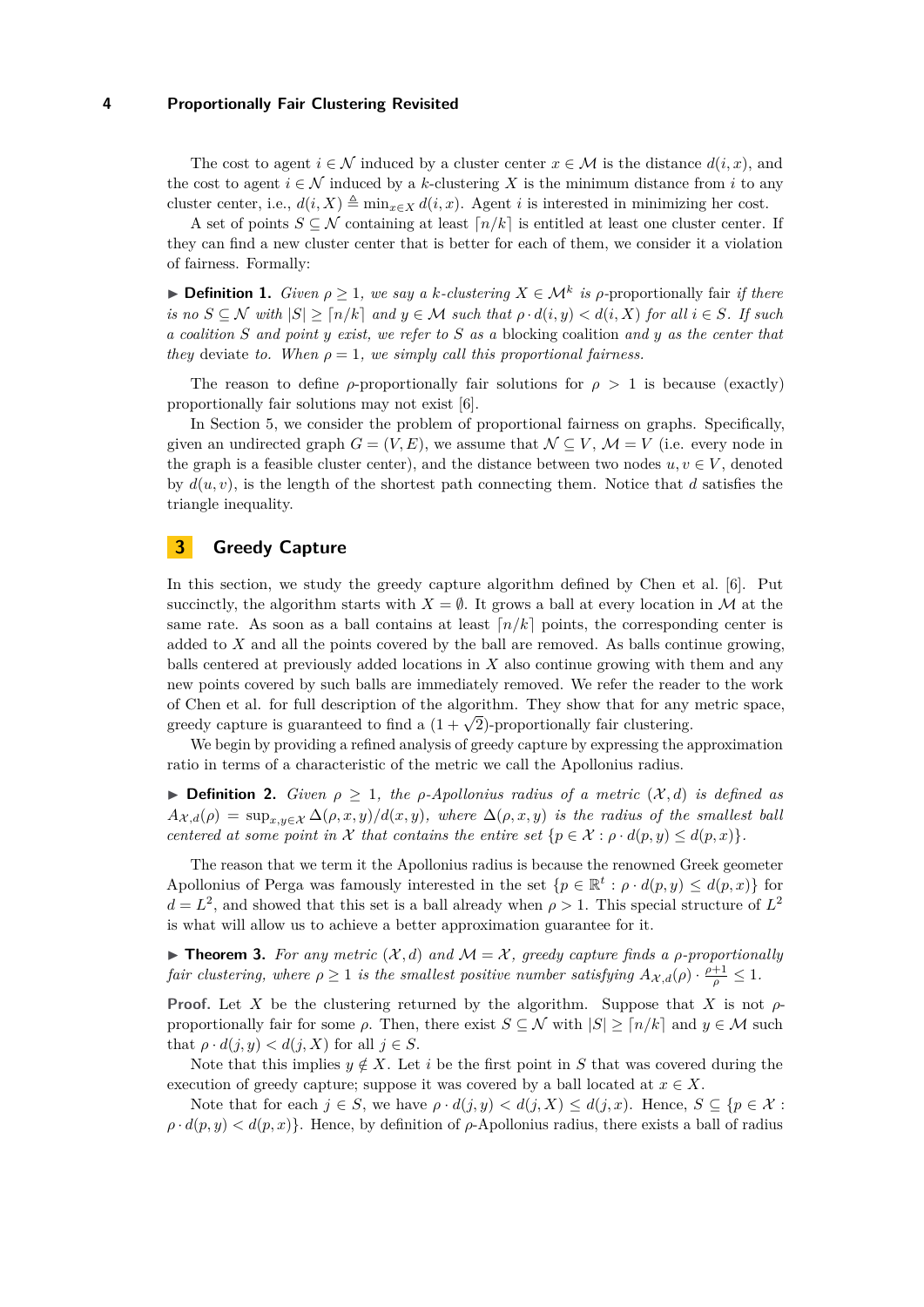The cost to agent $i \in \mathcal{N}$ induced by a cluster center $x \in \mathcal{M}$ is the distance $d(i, x)$, and the cost to agent $i \in \mathcal{N}$ induced by a $k$-clustering $X$ is the minimum distance from $i$ to any cluster center, i.e., $d(i, X) \triangleq \min_{x \in X} d(i, x)$. Agent $i$ is interested in minimizing her cost.

A set of points $S \subseteq \mathcal{N}$ containing at least $\lceil n/k \rceil$ is entitled at least one cluster center. If they can find a new cluster center that is better for each of them, we consider it a violation of fairness. Formally:

▶ **Definition 1.** *Given $\rho \geq 1$, we say a $k$-clustering $X \in \mathcal{M}^k$ is* $\rho$-proportionally fair *if there is no $S \subseteq \mathcal{N}$ with $|S| \geq \lceil n/k \rceil$ and $y \in \mathcal{M}$ such that $\rho \cdot d(i, y) < d(i, X)$ for all $i \in S$. If such a coalition $S$ and point $y$ exist, we refer to $S$ as a* blocking coalition *and $y$ as the center that they* deviate *to. When $\rho = 1$, we simply call this proportional fairness.*

The reason to define $\rho$-proportionally fair solutions for $\rho > 1$ is because (exactly) proportionally fair solutions may not exist [6].

In Section 5, we consider the problem of proportional fairness on graphs. Specifically, given an undirected graph $G = (V, E)$, we assume that $\mathcal{N} \subseteq V$, $\mathcal{M} = V$ (i.e. every node in the graph is a feasible cluster center), and the distance between two nodes $u, v \in V$, denoted by $d(u, v)$, is the length of the shortest path connecting them. Notice that $d$ satisfies the triangle inequality.

## 3 Greedy Capture

In this section, we study the greedy capture algorithm defined by Chen et al. [6]. Put succinctly, the algorithm starts with $X = \emptyset$. It grows a ball at every location in $\mathcal{M}$ at the same rate. As soon as a ball contains at least $\lceil n/k \rceil$ points, the corresponding center is added to $X$ and all the points covered by the ball are removed. As balls continue growing, balls centered at previously added locations in $X$ also continue growing with them and any new points covered by such balls are immediately removed. We refer the reader to the work of Chen et al. for full description of the algorithm. They show that for any metric space, greedy capture is guaranteed to find a $(1 + \sqrt{2})$-proportionally fair clustering.

We begin by providing a refined analysis of greedy capture by expressing the approximation ratio in terms of a characteristic of the metric we call the Apollonius radius.

▶ **Definition 2.** *Given $\rho \geq 1$, the $\rho$-Apollonius radius of a metric $(\mathcal{X}, d)$ is defined as $A_{\mathcal{X},d}(\rho) = \sup_{x,y \in \mathcal{X}} \Delta(\rho, x, y)/d(x, y)$, where $\Delta(\rho, x, y)$ is the radius of the smallest ball centered at some point in $\mathcal{X}$ that contains the entire set $\{p \in \mathcal{X} : \rho \cdot d(p, y) \leq d(p, x)\}$.*

The reason that we term it the Apollonius radius is because the renowned Greek geometer Apollonius of Perga was famously interested in the set $\{p \in \mathbb{R}^t : \rho \cdot d(p, y) \leq d(p, x)\}$ for $d = L^2$, and showed that this set is a ball already when $\rho > 1$. This special structure of $L^2$ is what will allow us to achieve a better approximation guarantee for it.

▶ **Theorem 3.** *For any metric $(\mathcal{X}, d)$ and $\mathcal{M} = \mathcal{X}$, greedy capture finds a $\rho$-proportionally fair clustering, where $\rho \geq 1$ is the smallest positive number satisfying $A_{\mathcal{X},d}(\rho) \cdot \frac{\rho+1}{\rho} \leq 1$.*

**Proof.** Let $X$ be the clustering returned by the algorithm. Suppose that $X$ is not $\rho$-proportionally fair for some $\rho$. Then, there exist $S \subseteq \mathcal{N}$ with $|S| \geq \lceil n/k \rceil$ and $y \in \mathcal{M}$ such that $\rho \cdot d(j, y) < d(j, X)$ for all $j \in S$.

Note that this implies $y \notin X$. Let $i$ be the first point in $S$ that was covered during the execution of greedy capture; suppose it was covered by a ball located at $x \in X$.

Note that for each $j \in S$, we have $\rho \cdot d(j, y) < d(j, X) \leq d(j, x)$. Hence, $S \subseteq \{p \in \mathcal{X} : \rho \cdot d(p, y) < d(p, x)\}$. Hence, by definition of $\rho$-Apollonius radius, there exists a ball of radius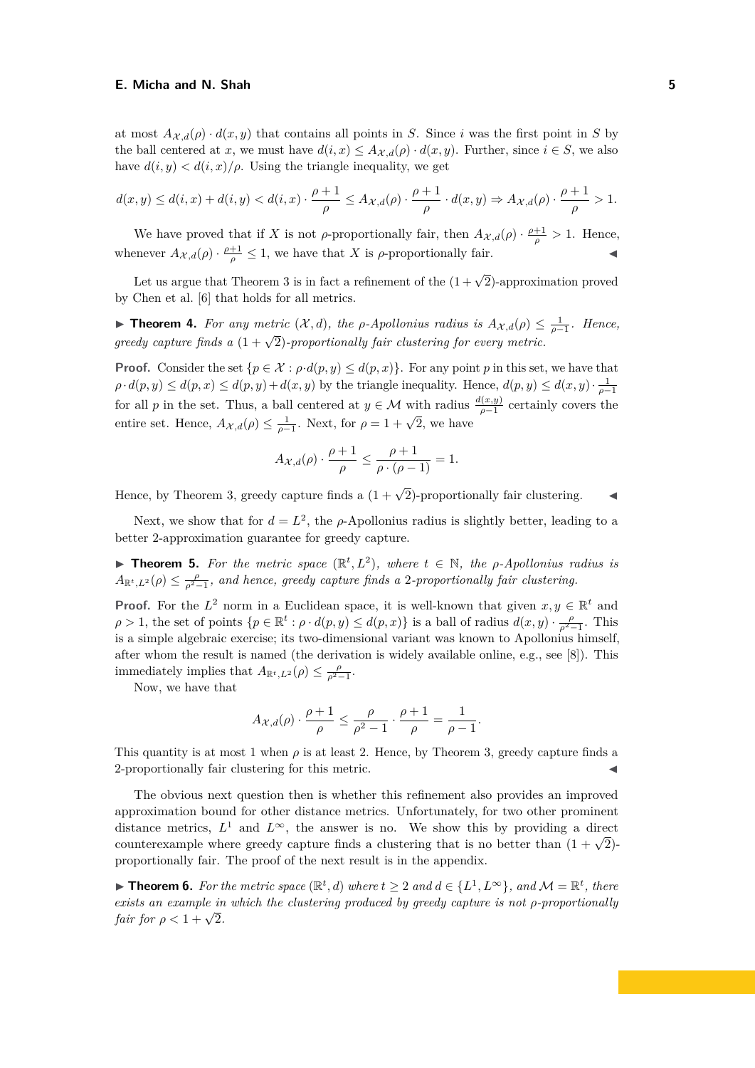at most $A_{\mathcal{X},d}(\rho) \cdot d(x,y)$ that contains all points in $S$. Since $i$ was the first point in $S$ by the ball centered at $x$, we must have $d(i,x) \leq A_{\mathcal{X},d}(\rho) \cdot d(x,y)$. Further, since $i \in S$, we also have $d(i,y) < d(i,x)/\rho$. Using the triangle inequality, we get

$$d(x,y) \leq d(i,x) + d(i,y) < d(i,x) \cdot \frac{\rho+1}{\rho} \leq A_{\mathcal{X},d}(\rho) \cdot \frac{\rho+1}{\rho} \cdot d(x,y) \Rightarrow A_{\mathcal{X},d}(\rho) \cdot \frac{\rho+1}{\rho} > 1.$$

We have proved that if $X$ is not $\rho$-proportionally fair, then $A_{\mathcal{X},d}(\rho) \cdot \frac{\rho+1}{\rho} > 1$. Hence, whenever $A_{\mathcal{X},d}(\rho) \cdot \frac{\rho+1}{\rho} \leq 1$, we have that $X$ is $\rho$-proportionally fair. ◀

Let us argue that Theorem 3 is in fact a refinement of the $(1+\sqrt{2})$-approximation proved by Chen et al. [6] that holds for all metrics.

▶ **Theorem 4.** *For any metric $(\mathcal{X}, d)$, the $\rho$-Apollonius radius is $A_{\mathcal{X},d}(\rho) \leq \frac{1}{\rho-1}$. Hence, greedy capture finds a $(1+\sqrt{2})$-proportionally fair clustering for every metric.*

**Proof.** Consider the set $\{p \in \mathcal{X} : \rho \cdot d(p,y) \leq d(p,x)\}$. For any point $p$ in this set, we have that $\rho \cdot d(p,y) \leq d(p,x) \leq d(p,y) + d(x,y)$ by the triangle inequality. Hence, $d(p,y) \leq d(x,y) \cdot \frac{1}{\rho-1}$ for all $p$ in the set. Thus, a ball centered at $y \in \mathcal{M}$ with radius $\frac{d(x,y)}{\rho-1}$ certainly covers the entire set. Hence, $A_{\mathcal{X},d}(\rho) \leq \frac{1}{\rho-1}$. Next, for $\rho = 1+\sqrt{2}$, we have

$$A_{\mathcal{X},d}(\rho) \cdot \frac{\rho+1}{\rho} \leq \frac{\rho+1}{\rho \cdot (\rho-1)} = 1.$$

Hence, by Theorem 3, greedy capture finds a $(1+\sqrt{2})$-proportionally fair clustering. ◀

Next, we show that for $d = L^2$, the $\rho$-Apollonius radius is slightly better, leading to a better 2-approximation guarantee for greedy capture.

▶ **Theorem 5.** *For the metric space $(\mathbb{R}^t, L^2)$, where $t \in \mathbb{N}$, the $\rho$-Apollonius radius is $A_{\mathbb{R}^t,L^2}(\rho) \leq \frac{\rho}{\rho^2-1}$, and hence, greedy capture finds a 2-proportionally fair clustering.*

**Proof.** For the $L^2$ norm in a Euclidean space, it is well-known that given $x, y \in \mathbb{R}^t$ and $\rho > 1$, the set of points $\{p \in \mathbb{R}^t : \rho \cdot d(p,y) \leq d(p,x)\}$ is a ball of radius $d(x,y) \cdot \frac{\rho}{\rho^2-1}$. This is a simple algebraic exercise; its two-dimensional variant was known to Apollonius himself, after whom the result is named (the derivation is widely available online, e.g., see [8]). This immediately implies that $A_{\mathbb{R}^t,L^2}(\rho) \leq \frac{\rho}{\rho^2-1}$.

Now, we have that

$$A_{\mathcal{X},d}(\rho) \cdot \frac{\rho+1}{\rho} \leq \frac{\rho}{\rho^2-1} \cdot \frac{\rho+1}{\rho} = \frac{1}{\rho-1}.$$

This quantity is at most 1 when $\rho$ is at least 2. Hence, by Theorem 3, greedy capture finds a 2-proportionally fair clustering for this metric. ◀

The obvious next question then is whether this refinement also provides an improved approximation bound for other distance metrics. Unfortunately, for two other prominent distance metrics, $L^1$ and $L^\infty$, the answer is no. We show this by providing a direct counterexample where greedy capture finds a clustering that is no better than $(1+\sqrt{2})$-proportionally fair. The proof of the next result is in the appendix.

▶ **Theorem 6.** *For the metric space $(\mathbb{R}^t, d)$ where $t \geq 2$ and $d \in \{L^1, L^\infty\}$, and $\mathcal{M} = \mathbb{R}^t$, there exists an example in which the clustering produced by greedy capture is not $\rho$-proportionally fair for $\rho < 1+\sqrt{2}$.*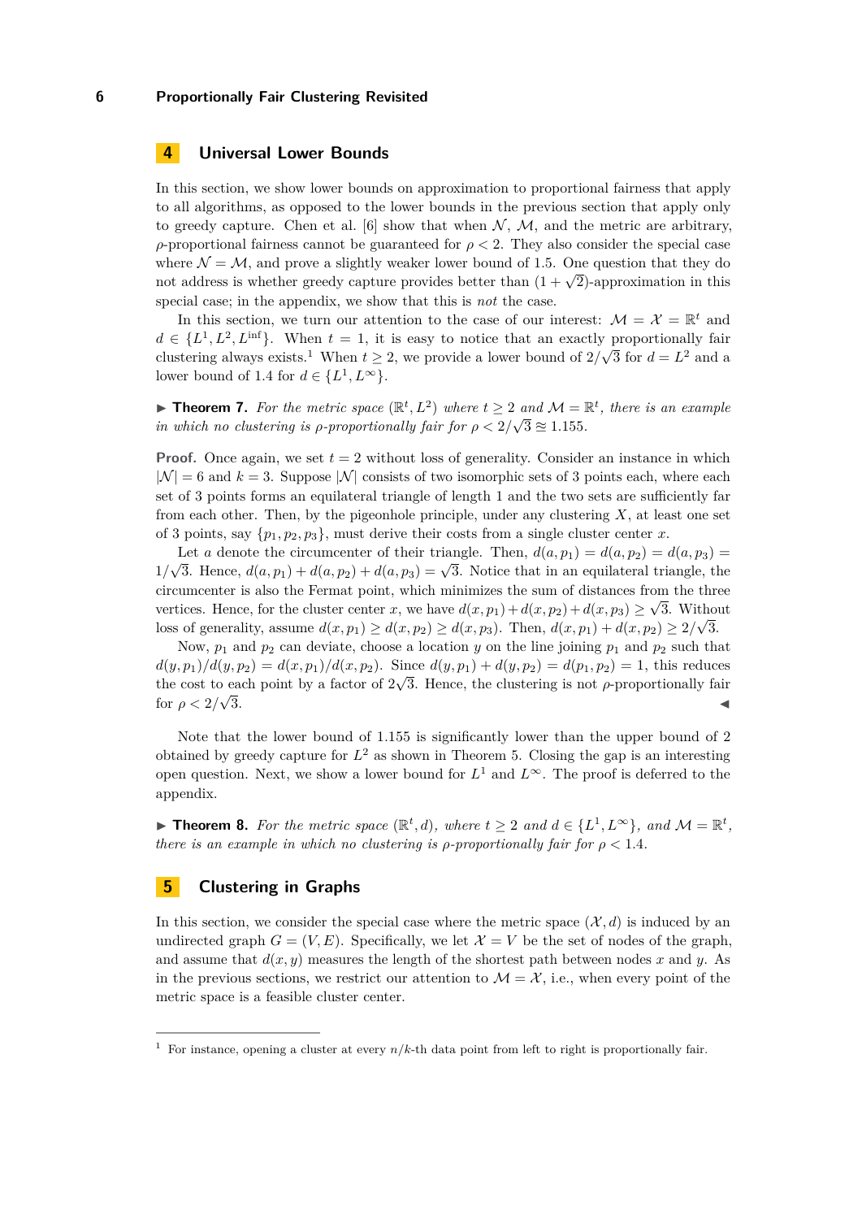## 4 Universal Lower Bounds

In this section, we show lower bounds on approximation to proportional fairness that apply to all algorithms, as opposed to the lower bounds in the previous section that apply only to greedy capture. Chen et al. [6] show that when $\mathcal{N}$, $\mathcal{M}$, and the metric are arbitrary, $\rho$-proportional fairness cannot be guaranteed for $\rho < 2$. They also consider the special case where $\mathcal{N} = \mathcal{M}$, and prove a slightly weaker lower bound of 1.5. One question that they do not address is whether greedy capture provides better than $(1+\sqrt{2})$-approximation in this special case; in the appendix, we show that this is *not* the case.

In this section, we turn our attention to the case of our interest: $\mathcal{M} = \mathcal{X} = \mathbb{R}^t$ and $d \in \{L^1, L^2, L^{\inf}\}$. When $t = 1$, it is easy to notice that an exactly proportionally fair clustering always exists.[1] When $t \geq 2$, we provide a lower bound of $2/\sqrt{3}$ for $d = L^2$ and a lower bound of 1.4 for $d \in \{L^1, L^\infty\}$.

▶ **Theorem 7.** *For the metric space $(\mathbb{R}^t, L^2)$ where $t \geq 2$ and $\mathcal{M} = \mathbb{R}^t$, there is an example in which no clustering is $\rho$-proportionally fair for $\rho < 2/\sqrt{3} \approxeq 1.155$.*

**Proof.** Once again, we set $t = 2$ without loss of generality. Consider an instance in which $|\mathcal{N}| = 6$ and $k = 3$. Suppose $|\mathcal{N}|$ consists of two isomorphic sets of 3 points each, where each set of 3 points forms an equilateral triangle of length 1 and the two sets are sufficiently far from each other. Then, by the pigeonhole principle, under any clustering $X$, at least one set of 3 points, say $\{p_1, p_2, p_3\}$, must derive their costs from a single cluster center $x$.

Let $a$ denote the circumcenter of their triangle. Then, $d(a, p_1) = d(a, p_2) = d(a, p_3) = 1/\sqrt{3}$. Hence, $d(a, p_1) + d(a, p_2) + d(a, p_3) = \sqrt{3}$. Notice that in an equilateral triangle, the circumcenter is also the Fermat point, which minimizes the sum of distances from the three vertices. Hence, for the cluster center $x$, we have $d(x, p_1) + d(x, p_2) + d(x, p_3) \geq \sqrt{3}$. Without loss of generality, assume $d(x, p_1) \geq d(x, p_2) \geq d(x, p_3)$. Then, $d(x, p_1) + d(x, p_2) \geq 2/\sqrt{3}$.

Now, $p_1$ and $p_2$ can deviate, choose a location $y$ on the line joining $p_1$ and $p_2$ such that $d(y, p_1)/d(y, p_2) = d(x, p_1)/d(x, p_2)$. Since $d(y, p_1) + d(y, p_2) = d(p_1, p_2) = 1$, this reduces the cost to each point by a factor of $2\sqrt{3}$. Hence, the clustering is not $\rho$-proportionally fair for $\rho < 2/\sqrt{3}$. ◀

Note that the lower bound of 1.155 is significantly lower than the upper bound of 2 obtained by greedy capture for $L^2$ as shown in Theorem 5. Closing the gap is an interesting open question. Next, we show a lower bound for $L^1$ and $L^\infty$. The proof is deferred to the appendix.

▶ **Theorem 8.** *For the metric space $(\mathbb{R}^t, d)$, where $t \geq 2$ and $d \in \{L^1, L^\infty\}$, and $\mathcal{M} = \mathbb{R}^t$, there is an example in which no clustering is $\rho$-proportionally fair for $\rho < 1.4$.*

## 5 Clustering in Graphs

In this section, we consider the special case where the metric space $(\mathcal{X}, d)$ is induced by an undirected graph $G = (V, E)$. Specifically, we let $\mathcal{X} = V$ be the set of nodes of the graph, and assume that $d(x, y)$ measures the length of the shortest path between nodes $x$ and $y$. As in the previous sections, we restrict our attention to $\mathcal{M} = \mathcal{X}$, i.e., when every point of the metric space is a feasible cluster center.

[1] For instance, opening a cluster at every $n/k$-th data point from left to right is proportionally fair.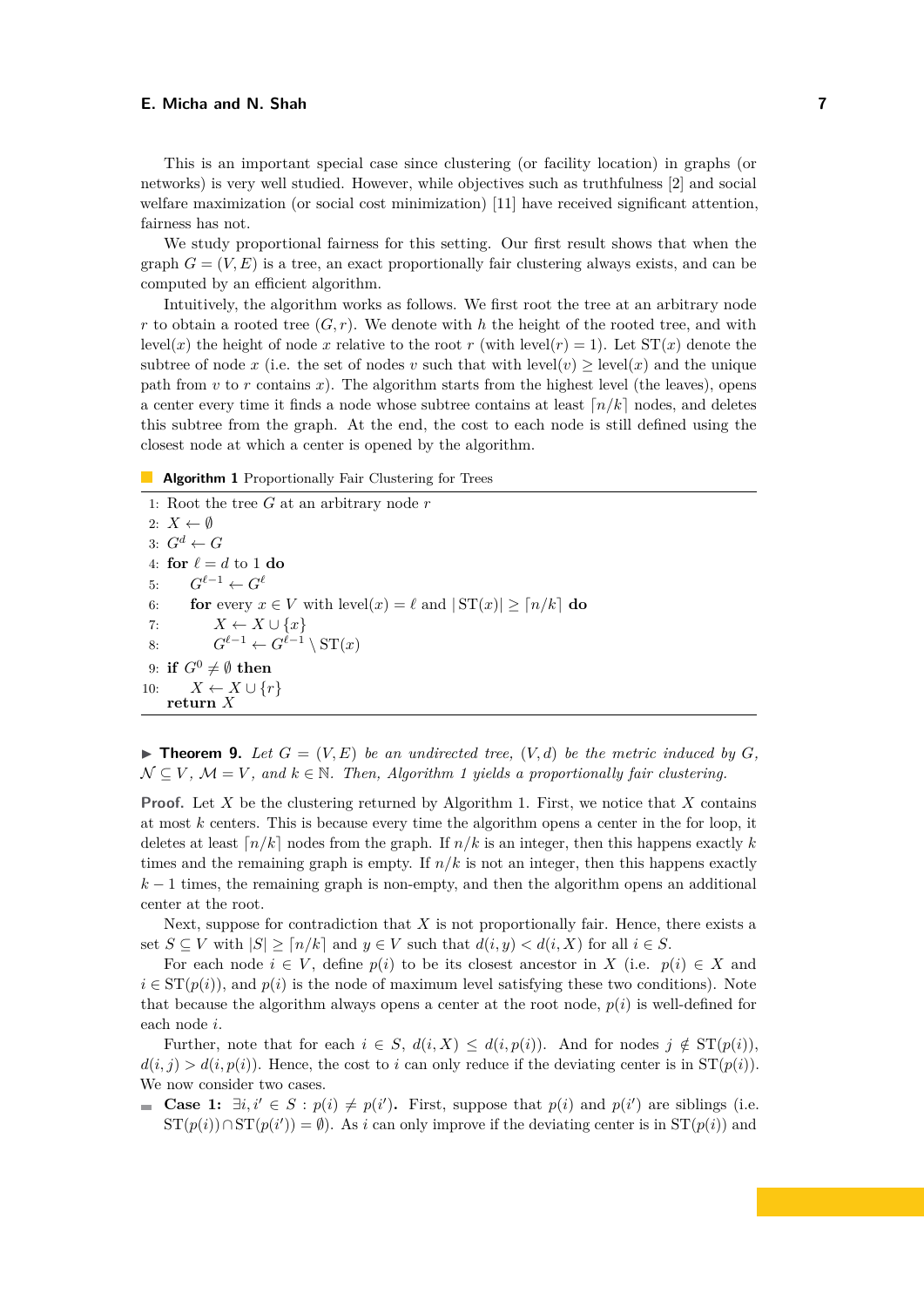This is an important special case since clustering (or facility location) in graphs (or networks) is very well studied. However, while objectives such as truthfulness [2] and social welfare maximization (or social cost minimization) [11] have received significant attention, fairness has not.

We study proportional fairness for this setting. Our first result shows that when the graph $G = (V, E)$ is a tree, an exact proportionally fair clustering always exists, and can be computed by an efficient algorithm.

Intuitively, the algorithm works as follows. We first root the tree at an arbitrary node $r$ to obtain a rooted tree $(G, r)$. We denote with $h$ the height of the rooted tree, and with $\text{level}(x)$ the height of node $x$ relative to the root $r$ (with $\text{level}(r) = 1$). Let $\text{ST}(x)$ denote the subtree of node $x$ (i.e. the set of nodes $v$ such that with $\text{level}(v) \geq \text{level}(x)$ and the unique path from $v$ to $r$ contains $x$). The algorithm starts from the highest level (the leaves), opens a center every time it finds a node whose subtree contains at least $\lceil n/k \rceil$ nodes, and deletes this subtree from the graph. At the end, the cost to each node is still defined using the closest node at which a center is opened by the algorithm.

**Algorithm 1** Proportionally Fair Clustering for Trees

```
1:  Root the tree G at an arbitrary node r
2:  X ← ∅
3:  G^d ← G
4:  for ℓ = d to 1 do
5:      G^{ℓ−1} ← G^ℓ
6:      for every x ∈ V with level(x) = ℓ and |ST(x)| ≥ ⌈n/k⌉ do
7:          X ← X ∪ {x}
8:          G^{ℓ−1} ← G^{ℓ−1} \ ST(x)
9:  if G^0 ≠ ∅ then
10:     X ← X ∪ {r}
    return X
```

▶ **Theorem 9.** *Let $G = (V, E)$ be an undirected tree, $(V, d)$ be the metric induced by $G$, $\mathcal{N} \subseteq V$, $\mathcal{M} = V$, and $k \in \mathbb{N}$. Then, Algorithm 1 yields a proportionally fair clustering.*

**Proof.** Let $X$ be the clustering returned by Algorithm 1. First, we notice that $X$ contains at most $k$ centers. This is because every time the algorithm opens a center in the for loop, it deletes at least $\lceil n/k \rceil$ nodes from the graph. If $n/k$ is an integer, then this happens exactly $k$ times and the remaining graph is empty. If $n/k$ is not an integer, then this happens exactly $k - 1$ times, the remaining graph is non-empty, and then the algorithm opens an additional center at the root.

Next, suppose for contradiction that $X$ is not proportionally fair. Hence, there exists a set $S \subseteq V$ with $|S| \geq \lceil n/k \rceil$ and $y \in V$ such that $d(i, y) < d(i, X)$ for all $i \in S$.

For each node $i \in V$, define $p(i)$ to be its closest ancestor in $X$ (i.e. $p(i) \in X$ and $i \in \text{ST}(p(i))$, and $p(i)$ is the node of maximum level satisfying these two conditions). Note that because the algorithm always opens a center at the root node, $p(i)$ is well-defined for each node $i$.

Further, note that for each $i \in S$, $d(i, X) \leq d(i, p(i))$. And for nodes $j \notin \text{ST}(p(i))$, $d(i, j) > d(i, p(i))$. Hence, the cost to $i$ can only reduce if the deviating center is in $\text{ST}(p(i))$. We now consider two cases.

- **Case 1: $\exists i, i' \in S : p(i) \neq p(i')$.** First, suppose that $p(i)$ and $p(i')$ are siblings (i.e. $\text{ST}(p(i)) \cap \text{ST}(p(i')) = \emptyset$). As $i$ can only improve if the deviating center is in $\text{ST}(p(i))$ and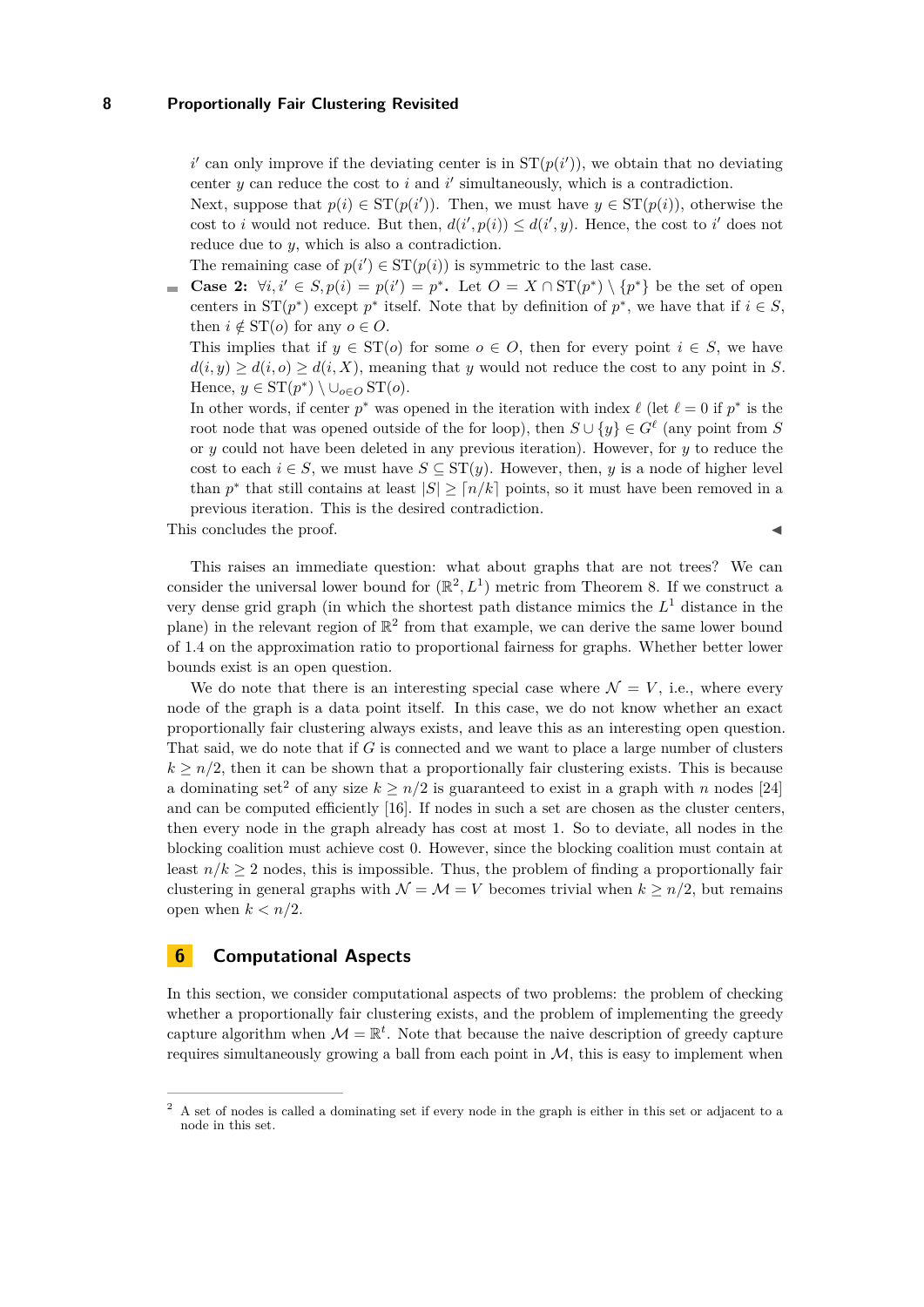$i'$ can only improve if the deviating center is in $\mathrm{ST}(p(i'))$, we obtain that no deviating center $y$ can reduce the cost to $i$ and $i'$ simultaneously, which is a contradiction.

Next, suppose that $p(i) \in \mathrm{ST}(p(i'))$. Then, we must have $y \in \mathrm{ST}(p(i))$, otherwise the cost to $i$ would not reduce. But then, $d(i', p(i)) \leq d(i', y)$. Hence, the cost to $i'$ does not reduce due to $y$, which is also a contradiction.

The remaining case of $p(i') \in \mathrm{ST}(p(i))$ is symmetric to the last case.

- **Case 2:** $\forall i, i' \in S, p(i) = p(i') = p^*$**.** Let $O = X \cap \mathrm{ST}(p^*) \setminus \{p^*\}$ be the set of open centers in $\mathrm{ST}(p^*)$ except $p^*$ itself. Note that by definition of $p^*$, we have that if $i \in S$, then $i \notin \mathrm{ST}(o)$ for any $o \in O$.

  This implies that if $y \in \mathrm{ST}(o)$ for some $o \in O$, then for every point $i \in S$, we have $d(i, y) \geq d(i, o) \geq d(i, X)$, meaning that $y$ would not reduce the cost to any point in $S$. Hence, $y \in \mathrm{ST}(p^*) \setminus \cup_{o \in O} \mathrm{ST}(o)$.

  In other words, if center $p^*$ was opened in the iteration with index $\ell$ (let $\ell = 0$ if $p^*$ is the root node that was opened outside of the for loop), then $S \cup \{y\} \in G^\ell$ (any point from $S$ or $y$ could not have been deleted in any previous iteration). However, for $y$ to reduce the cost to each $i \in S$, we must have $S \subseteq \mathrm{ST}(y)$. However, then, $y$ is a node of higher level than $p^*$ that still contains at least $|S| \geq \lceil n/k \rceil$ points, so it must have been removed in a previous iteration. This is the desired contradiction.

This concludes the proof. ◀

This raises an immediate question: what about graphs that are not trees? We can consider the universal lower bound for $(\mathbb{R}^2, L^1)$ metric from Theorem 8. If we construct a very dense grid graph (in which the shortest path distance mimics the $L^1$ distance in the plane) in the relevant region of $\mathbb{R}^2$ from that example, we can derive the same lower bound of 1.4 on the approximation ratio to proportional fairness for graphs. Whether better lower bounds exist is an open question.

We do note that there is an interesting special case where $\mathcal{N} = V$, i.e., where every node of the graph is a data point itself. In this case, we do not know whether an exact proportionally fair clustering always exists, and leave this as an interesting open question. That said, we do note that if $G$ is connected and we want to place a large number of clusters $k \geq n/2$, then it can be shown that a proportionally fair clustering exists. This is because a dominating set[2] of any size $k \geq n/2$ is guaranteed to exist in a graph with $n$ nodes [24] and can be computed efficiently [16]. If nodes in such a set are chosen as the cluster centers, then every node in the graph already has cost at most 1. So to deviate, all nodes in the blocking coalition must achieve cost 0. However, since the blocking coalition must contain at least $n/k \geq 2$ nodes, this is impossible. Thus, the problem of finding a proportionally fair clustering in general graphs with $\mathcal{N} = \mathcal{M} = V$ becomes trivial when $k \geq n/2$, but remains open when $k < n/2$.

## 6 Computational Aspects

In this section, we consider computational aspects of two problems: the problem of checking whether a proportionally fair clustering exists, and the problem of implementing the greedy capture algorithm when $\mathcal{M} = \mathbb{R}^t$. Note that because the naive description of greedy capture requires simultaneously growing a ball from each point in $\mathcal{M}$, this is easy to implement when

[2] A set of nodes is called a dominating set if every node in the graph is either in this set or adjacent to a node in this set.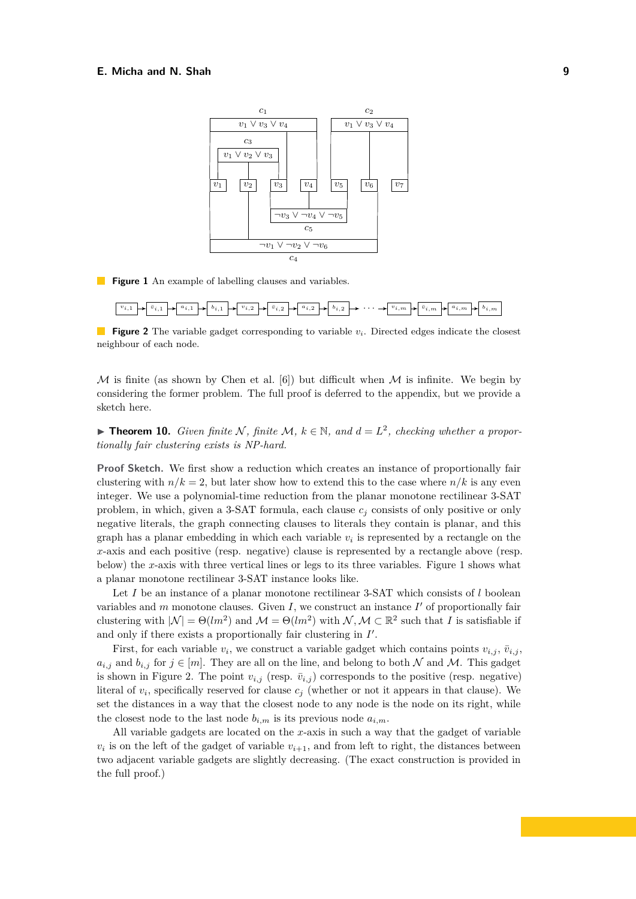**Figure 1** An example of labelling clauses and variables.

**Figure 2** The variable gadget corresponding to variable $v_i$. Directed edges indicate the closest neighbour of each node.

$\mathcal{M}$ is finite (as shown by Chen et al. [6]) but difficult when $\mathcal{M}$ is infinite. We begin by considering the former problem. The full proof is deferred to the appendix, but we provide a sketch here.

▶ **Theorem 10.** *Given finite $\mathcal{N}$, finite $\mathcal{M}$, $k \in \mathbb{N}$, and $d = L^2$, checking whether a proportionally fair clustering exists is NP-hard.*

**Proof Sketch.** We first show a reduction which creates an instance of proportionally fair clustering with $n/k = 2$, but later show how to extend this to the case where $n/k$ is any even integer. We use a polynomial-time reduction from the planar monotone rectilinear 3-SAT problem, in which, given a 3-SAT formula, each clause $c_j$ consists of only positive or only negative literals, the graph connecting clauses to literals they contain is planar, and this graph has a planar embedding in which each variable $v_i$ is represented by a rectangle on the $x$-axis and each positive (resp. negative) clause is represented by a rectangle above (resp. below) the $x$-axis with three vertical lines or legs to its three variables. Figure 1 shows what a planar monotone rectilinear 3-SAT instance looks like.

Let $I$ be an instance of a planar monotone rectilinear 3-SAT which consists of $l$ boolean variables and $m$ monotone clauses. Given $I$, we construct an instance $I'$ of proportionally fair clustering with $|\mathcal{N}| = \Theta(lm^2)$ and $\mathcal{M} = \Theta(lm^2)$ with $\mathcal{N}, \mathcal{M} \subset \mathbb{R}^2$ such that $I$ is satisfiable if and only if there exists a proportionally fair clustering in $I'$.

First, for each variable $v_i$, we construct a variable gadget which contains points $v_{i,j}$, $\bar{v}_{i,j}$, $a_{i,j}$ and $b_{i,j}$ for $j \in [m]$. They are all on the line, and belong to both $\mathcal{N}$ and $\mathcal{M}$. This gadget is shown in Figure 2. The point $v_{i,j}$ (resp. $\bar{v}_{i,j}$) corresponds to the positive (resp. negative) literal of $v_i$, specifically reserved for clause $c_j$ (whether or not it appears in that clause). We set the distances in a way that the closest node to any node is the node on its right, while the closest node to the last node $b_{i,m}$ is its previous node $a_{i,m}$.

All variable gadgets are located on the $x$-axis in such a way that the gadget of variable $v_i$ is on the left of the gadget of variable $v_{i+1}$, and from left to right, the distances between two adjacent variable gadgets are slightly decreasing. (The exact construction is provided in the full proof.)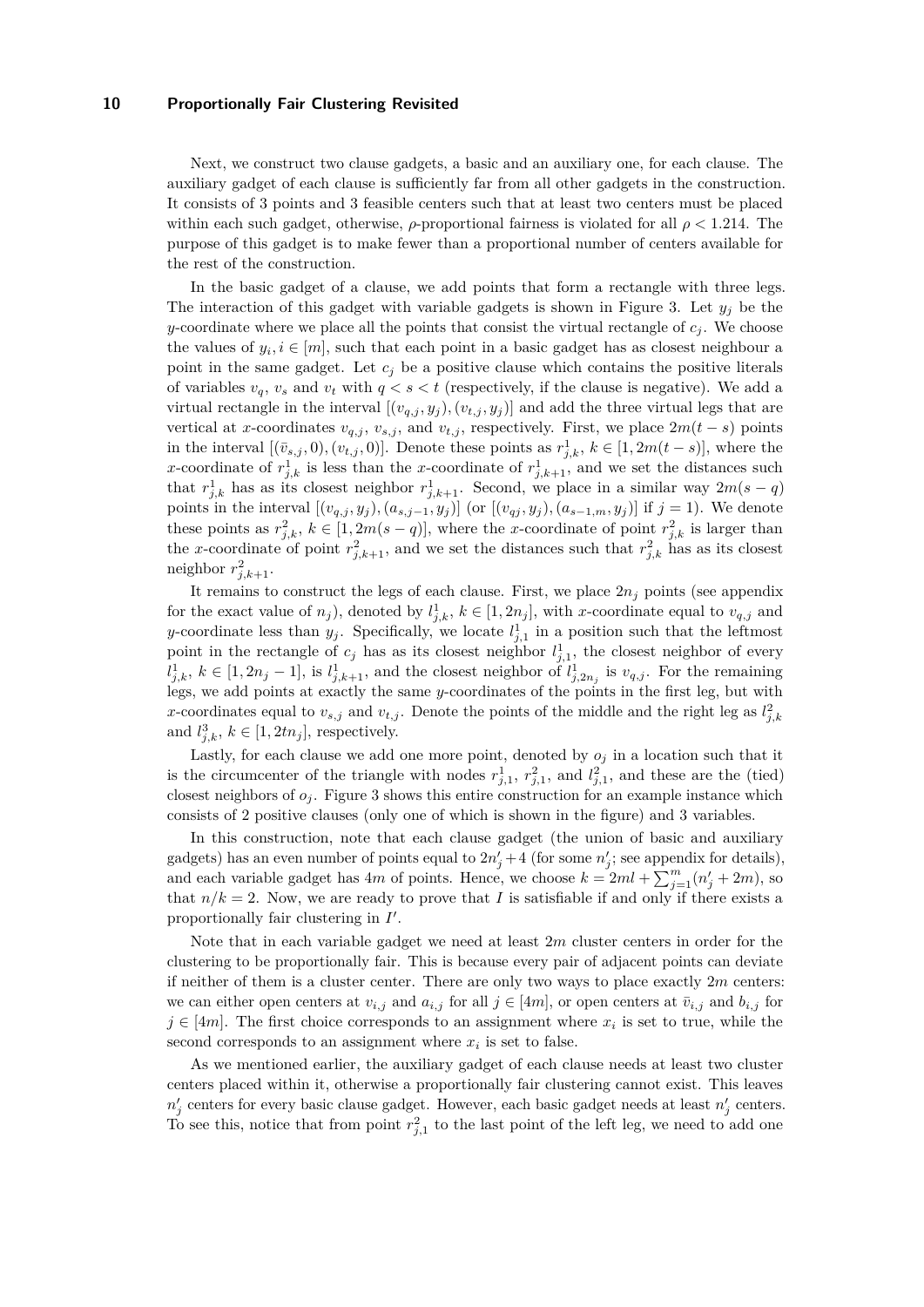Next, we construct two clause gadgets, a basic and an auxiliary one, for each clause. The auxiliary gadget of each clause is sufficiently far from all other gadgets in the construction. It consists of 3 points and 3 feasible centers such that at least two centers must be placed within each such gadget, otherwise, $\rho$-proportional fairness is violated for all $\rho < 1.214$. The purpose of this gadget is to make fewer than a proportional number of centers available for the rest of the construction.

In the basic gadget of a clause, we add points that form a rectangle with three legs. The interaction of this gadget with variable gadgets is shown in Figure 3. Let $y_j$ be the $y$-coordinate where we place all the points that consist the virtual rectangle of $c_j$. We choose the values of $y_i, i \in [m]$, such that each point in a basic gadget has as closest neighbour a point in the same gadget. Let $c_j$ be a positive clause which contains the positive literals of variables $v_q$, $v_s$ and $v_t$ with $q < s < t$ (respectively, if the clause is negative). We add a virtual rectangle in the interval $[(v_{q,j}, y_j), (v_{t,j}, y_j)]$ and add the three virtual legs that are vertical at $x$-coordinates $v_{q,j}$, $v_{s,j}$, and $v_{t,j}$, respectively. First, we place $2m(t-s)$ points in the interval $[(\bar{v}_{s,j}, 0), (v_{t,j}, 0)]$. Denote these points as $r^1_{j,k}$, $k \in [1, 2m(t-s)]$, where the $x$-coordinate of $r^1_{j,k}$ is less than the $x$-coordinate of $r^1_{j,k+1}$, and we set the distances such that $r^1_{j,k}$ has as its closest neighbor $r^1_{j,k+1}$. Second, we place in a similar way $2m(s-q)$ points in the interval $[(v_{q,j}, y_j), (a_{s,j-1}, y_j)]$ (or $[(v_{qj}, y_j), (a_{s-1,m}, y_j)]$ if $j = 1$). We denote these points as $r^2_{j,k}$, $k \in [1, 2m(s-q)]$, where the $x$-coordinate of point $r^2_{j,k}$ is larger than the $x$-coordinate of point $r^2_{j,k+1}$, and we set the distances such that $r^2_{j,k}$ has as its closest neighbor $r^2_{j,k+1}$.

It remains to construct the legs of each clause. First, we place $2n_j$ points (see appendix for the exact value of $n_j$), denoted by $l^1_{j,k}$, $k \in [1, 2n_j]$, with $x$-coordinate equal to $v_{q,j}$ and $y$-coordinate less than $y_j$. Specifically, we locate $l^1_{j,1}$ in a position such that the leftmost point in the rectangle of $c_j$ has as its closest neighbor $l^1_{j,1}$, the closest neighbor of every $l^1_{j,k}$, $k \in [1, 2n_j - 1]$, is $l^1_{j,k+1}$, and the closest neighbor of $l^1_{j,2n_j}$ is $v_{q,j}$. For the remaining legs, we add points at exactly the same $y$-coordinates of the points in the first leg, but with $x$-coordinates equal to $v_{s,j}$ and $v_{t,j}$. Denote the points of the middle and the right leg as $l^2_{j,k}$ and $l^3_{j,k}$, $k \in [1, 2tn_j]$, respectively.

Lastly, for each clause we add one more point, denoted by $o_j$ in a location such that it is the circumcenter of the triangle with nodes $r^1_{j,1}$, $r^2_{j,1}$, and $l^2_{j,1}$, and these are the (tied) closest neighbors of $o_j$. Figure 3 shows this entire construction for an example instance which consists of 2 positive clauses (only one of which is shown in the figure) and 3 variables.

In this construction, note that each clause gadget (the union of basic and auxiliary gadgets) has an even number of points equal to $2n'_j + 4$ (for some $n'_j$; see appendix for details), and each variable gadget has $4m$ of points. Hence, we choose $k = 2ml + \sum_{j=1}^{m}(n'_j + 2m)$, so that $n/k = 2$. Now, we are ready to prove that $I$ is satisfiable if and only if there exists a proportionally fair clustering in $I'$.

Note that in each variable gadget we need at least $2m$ cluster centers in order for the clustering to be proportionally fair. This is because every pair of adjacent points can deviate if neither of them is a cluster center. There are only two ways to place exactly $2m$ centers: we can either open centers at $v_{i,j}$ and $a_{i,j}$ for all $j \in [4m]$, or open centers at $\bar{v}_{i,j}$ and $b_{i,j}$ for $j \in [4m]$. The first choice corresponds to an assignment where $x_i$ is set to true, while the second corresponds to an assignment where $x_i$ is set to false.

As we mentioned earlier, the auxiliary gadget of each clause needs at least two cluster centers placed within it, otherwise a proportionally fair clustering cannot exist. This leaves $n'_j$ centers for every basic clause gadget. However, each basic gadget needs at least $n'_j$ centers. To see this, notice that from point $r^2_{j,1}$ to the last point of the left leg, we need to add one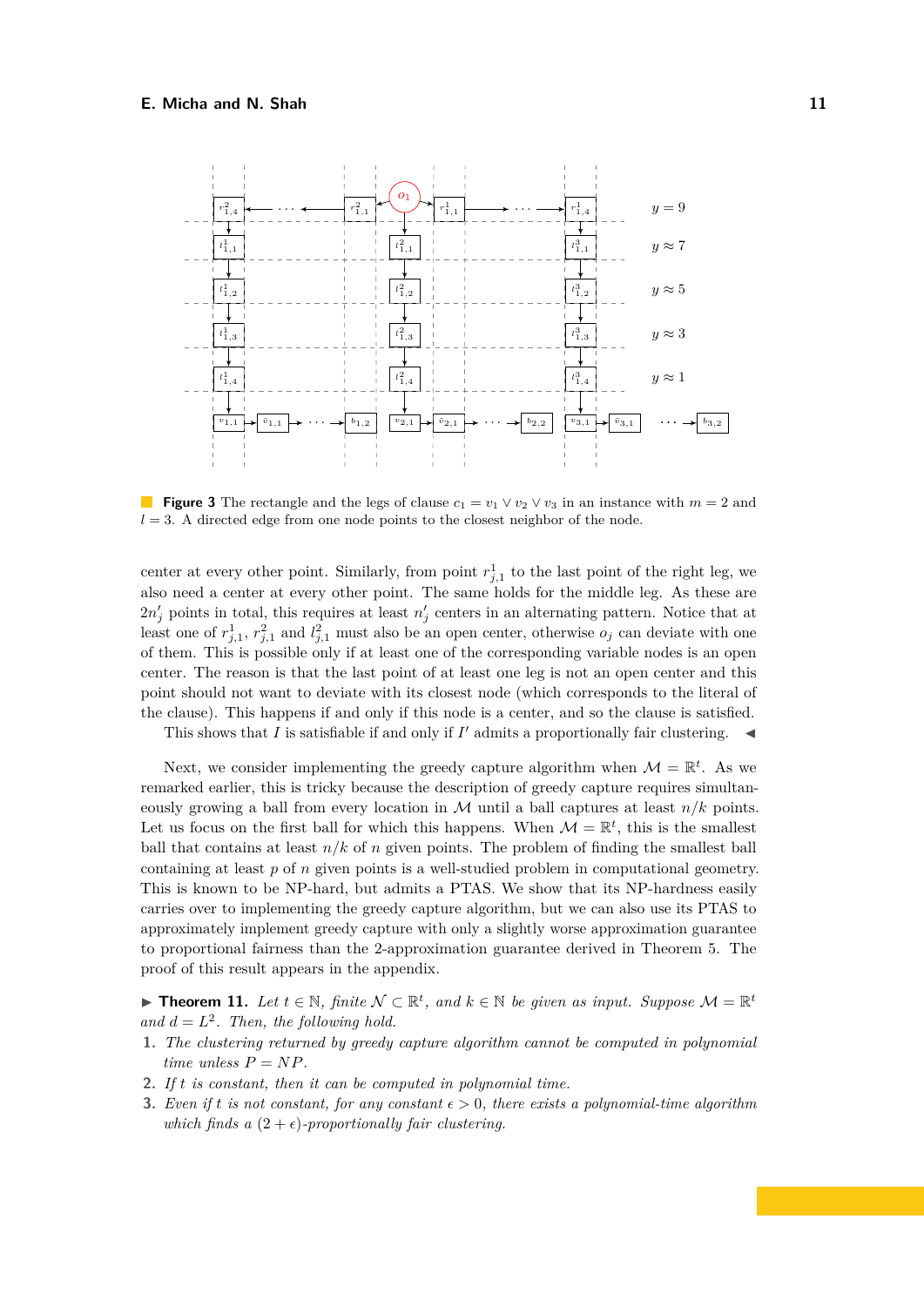**Figure 3** The rectangle and the legs of clause $c_1 = v_1 \vee v_2 \vee v_3$ in an instance with $m = 2$ and $l = 3$. A directed edge from one node points to the closest neighbor of the node.

center at every other point. Similarly, from point $r^1_{j,1}$ to the last point of the right leg, we also need a center at every other point. The same holds for the middle leg. As these are $2n'_j$ points in total, this requires at least $n'_j$ centers in an alternating pattern. Notice that at least one of $r^1_{j,1}$, $r^2_{j,1}$ and $l^2_{j,1}$ must also be an open center, otherwise $o_j$ can deviate with one of them. This is possible only if at least one of the corresponding variable nodes is an open center. The reason is that the last point of at least one leg is not an open center and this point should not want to deviate with its closest node (which corresponds to the literal of the clause). This happens if and only if this node is a center, and so the clause is satisfied.

This shows that $I$ is satisfiable if and only if $I'$ admits a proportionally fair clustering. ◀

Next, we consider implementing the greedy capture algorithm when $\mathcal{M} = \mathbb{R}^t$. As we remarked earlier, this is tricky because the description of greedy capture requires simultaneously growing a ball from every location in $\mathcal{M}$ until a ball captures at least $n/k$ points. Let us focus on the first ball for which this happens. When $\mathcal{M} = \mathbb{R}^t$, this is the smallest ball that contains at least $n/k$ of $n$ given points. The problem of finding the smallest ball containing at least $p$ of $n$ given points is a well-studied problem in computational geometry. This is known to be NP-hard, but admits a PTAS. We show that its NP-hardness easily carries over to implementing the greedy capture algorithm, but we can also use its PTAS to approximately implement greedy capture with only a slightly worse approximation guarantee to proportional fairness than the 2-approximation guarantee derived in Theorem 5. The proof of this result appears in the appendix.

▶ **Theorem 11.** *Let $t \in \mathbb{N}$, finite $\mathcal{N} \subset \mathbb{R}^t$, and $k \in \mathbb{N}$ be given as input. Suppose $\mathcal{M} = \mathbb{R}^t$ and $d = L^2$. Then, the following hold.*

1. *The clustering returned by greedy capture algorithm cannot be computed in polynomial time unless $P = NP$.*
2. *If $t$ is constant, then it can be computed in polynomial time.*
3. *Even if $t$ is not constant, for any constant $\epsilon > 0$, there exists a polynomial-time algorithm which finds a $(2 + \epsilon)$-proportionally fair clustering.*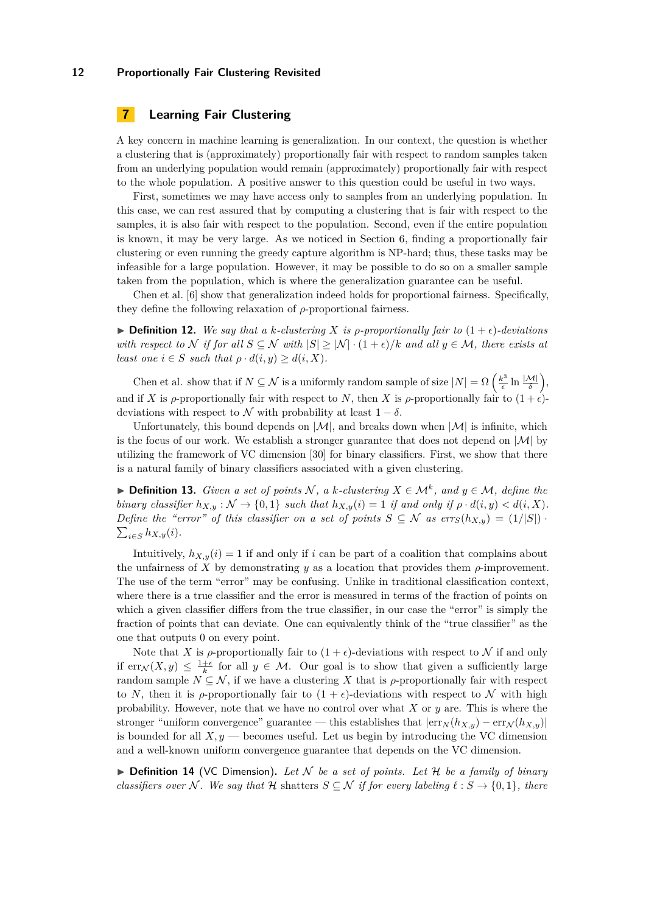## 7 Learning Fair Clustering

A key concern in machine learning is generalization. In our context, the question is whether a clustering that is (approximately) proportionally fair with respect to random samples taken from an underlying population would remain (approximately) proportionally fair with respect to the whole population. A positive answer to this question could be useful in two ways.

First, sometimes we may have access only to samples from an underlying population. In this case, we can rest assured that by computing a clustering that is fair with respect to the samples, it is also fair with respect to the population. Second, even if the entire population is known, it may be very large. As we noticed in Section 6, finding a proportionally fair clustering or even running the greedy capture algorithm is NP-hard; thus, these tasks may be infeasible for a large population. However, it may be possible to do so on a smaller sample taken from the population, which is where the generalization guarantee can be useful.

Chen et al. [6] show that generalization indeed holds for proportional fairness. Specifically, they define the following relaxation of $\rho$-proportional fairness.

▶ **Definition 12.** *We say that a $k$-clustering $X$ is $\rho$-proportionally fair to $(1+\epsilon)$-deviations with respect to $\mathcal{N}$ if for all $S \subseteq \mathcal{N}$ with $|S| \geq |\mathcal{N}| \cdot (1+\epsilon)/k$ and all $y \in \mathcal{M}$, there exists at least one $i \in S$ such that $\rho \cdot d(i,y) \geq d(i,X)$.*

Chen et al. show that if $N \subseteq \mathcal{N}$ is a uniformly random sample of size $|N| = \Omega\left(\frac{k^3}{\epsilon} \ln \frac{|\mathcal{M}|}{\delta}\right)$, and if $X$ is $\rho$-proportionally fair with respect to $N$, then $X$ is $\rho$-proportionally fair to $(1+\epsilon)$-deviations with respect to $\mathcal{N}$ with probability at least $1-\delta$.

Unfortunately, this bound depends on $|\mathcal{M}|$, and breaks down when $|\mathcal{M}|$ is infinite, which is the focus of our work. We establish a stronger guarantee that does not depend on $|\mathcal{M}|$ by utilizing the framework of VC dimension [30] for binary classifiers. First, we show that there is a natural family of binary classifiers associated with a given clustering.

▶ **Definition 13.** *Given a set of points $\mathcal{N}$, a $k$-clustering $X \in \mathcal{M}^k$, and $y \in \mathcal{M}$, define the binary classifier $h_{X,y} : \mathcal{N} \to \{0,1\}$ such that $h_{X,y}(i) = 1$ if and only if $\rho \cdot d(i,y) < d(i,X)$. Define the "error" of this classifier on a set of points $S \subseteq \mathcal{N}$ as $err_S(h_{X,y}) = (1/|S|) \cdot \sum_{i \in S} h_{X,y}(i)$.*

Intuitively, $h_{X,y}(i) = 1$ if and only if $i$ can be part of a coalition that complains about the unfairness of $X$ by demonstrating $y$ as a location that provides them $\rho$-improvement. The use of the term "error" may be confusing. Unlike in traditional classification context, where there is a true classifier and the error is measured in terms of the fraction of points on which a given classifier differs from the true classifier, in our case the "error" is simply the fraction of points that can deviate. One can equivalently think of the "true classifier" as the one that outputs 0 on every point.

Note that $X$ is $\rho$-proportionally fair to $(1+\epsilon)$-deviations with respect to $\mathcal{N}$ if and only if $\text{err}_{\mathcal{N}}(X,y) \leq \frac{1+\epsilon}{k}$ for all $y \in \mathcal{M}$. Our goal is to show that given a sufficiently large random sample $N \subseteq \mathcal{N}$, if we have a clustering $X$ that is $\rho$-proportionally fair with respect to $N$, then it is $\rho$-proportionally fair to $(1+\epsilon)$-deviations with respect to $\mathcal{N}$ with high probability. However, note that we have no control over what $X$ or $y$ are. This is where the stronger "uniform convergence" guarantee — this establishes that $|\text{err}_N(h_{X,y}) - \text{err}_{\mathcal{N}}(h_{X,y})|$ is bounded for all $X, y$ — becomes useful. Let us begin by introducing the VC dimension and a well-known uniform convergence guarantee that depends on the VC dimension.

▶ **Definition 14** (VC Dimension)**.** *Let $\mathcal{N}$ be a set of points. Let $\mathcal{H}$ be a family of binary classifiers over $\mathcal{N}$. We say that $\mathcal{H}$ shatters $S \subseteq \mathcal{N}$ if for every labeling $\ell : S \to \{0,1\}$, there*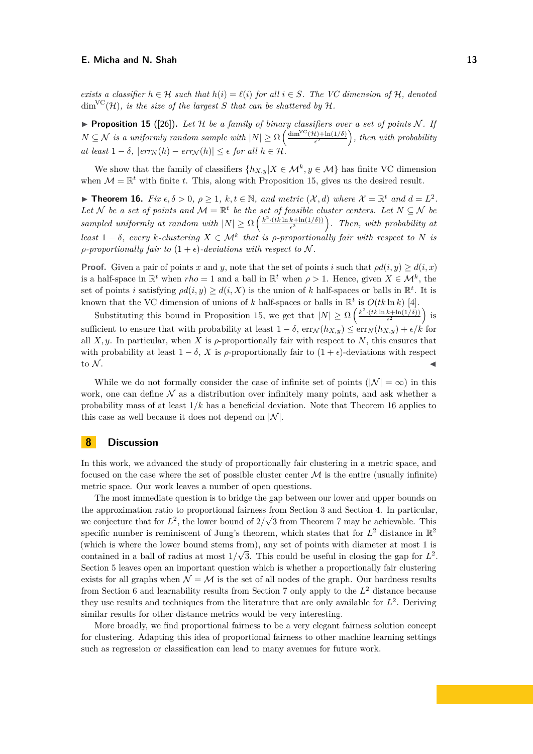*exists a classifier $h \in \mathcal{H}$ such that $h(i) = \ell(i)$ for all $i \in S$. The VC dimension of $\mathcal{H}$, denoted $\dim^{\mathrm{VC}}(\mathcal{H})$, is the size of the largest $S$ that can be shattered by $\mathcal{H}$.*

▶ **Proposition 15** ([26])**.** *Let $\mathcal{H}$ be a family of binary classifiers over a set of points $\mathcal{N}$. If $N \subseteq \mathcal{N}$ is a uniformly random sample with $|N| \geq \Omega\left(\frac{\dim^{\mathrm{VC}}(\mathcal{H}) + \ln(1/\delta)}{\epsilon^2}\right)$, then with probability at least $1-\delta$, $|err_N(h) - err_{\mathcal{N}}(h)| \leq \epsilon$ for all $h \in \mathcal{H}$.*

We show that the family of classifiers $\{h_{X,y} | X \in \mathcal{M}^k, y \in \mathcal{M}\}$ has finite VC dimension when $\mathcal{M} = \mathbb{R}^t$ with finite $t$. This, along with Proposition 15, gives us the desired result.

▶ **Theorem 16.** *Fix $\epsilon, \delta > 0$, $\rho \geq 1$, $k, t \in \mathbb{N}$, and metric $(\mathcal{X}, d)$ where $\mathcal{X} = \mathbb{R}^t$ and $d = L^2$. Let $\mathcal{N}$ be a set of points and $\mathcal{M} = \mathbb{R}^t$ be the set of feasible cluster centers. Let $N \subseteq \mathcal{N}$ be sampled uniformly at random with $|N| \geq \Omega\left(\frac{k^2 \cdot (tk \ln k + \ln(1/\delta))}{\epsilon^2}\right)$. Then, with probability at least $1-\delta$, every $k$-clustering $X \in \mathcal{M}^k$ that is $\rho$-proportionally fair with respect to $N$ is $\rho$-proportionally fair to $(1+\epsilon)$-deviations with respect to $\mathcal{N}$.*

**Proof.** Given a pair of points $x$ and $y$, note that the set of points $i$ such that $\rho d(i,y) \geq d(i,x)$ is a half-space in $\mathbb{R}^t$ when $rho = 1$ and a ball in $\mathbb{R}^t$ when $\rho > 1$. Hence, given $X \in \mathcal{M}^k$, the set of points $i$ satisfying $\rho d(i,y) \geq d(i,X)$ is the union of $k$ half-spaces or balls in $\mathbb{R}^t$. It is known that the VC dimension of unions of $k$ half-spaces or balls in $\mathbb{R}^t$ is $O(tk \ln k)$ [4].

Substituting this bound in Proposition 15, we get that $|N| \geq \Omega\left(\frac{k^2 \cdot (tk \ln k + \ln(1/\delta))}{\epsilon^2}\right)$ is sufficient to ensure that with probability at least $1-\delta$, $\mathrm{err}_{\mathcal{N}}(h_{X,y}) \leq \mathrm{err}_N(h_{X,y}) + \epsilon/k$ for all $X, y$. In particular, when $X$ is $\rho$-proportionally fair with respect to $N$, this ensures that with probability at least $1-\delta$, $X$ is $\rho$-proportionally fair to $(1+\epsilon)$-deviations with respect to $\mathcal{N}$. ◀

While we do not formally consider the case of infinite set of points ($|\mathcal{N}| = \infty$) in this work, one can define $\mathcal{N}$ as a distribution over infinitely many points, and ask whether a probability mass of at least $1/k$ has a beneficial deviation. Note that Theorem 16 applies to this case as well because it does not depend on $|\mathcal{N}|$.

## 8 Discussion

In this work, we advanced the study of proportionally fair clustering in a metric space, and focused on the case where the set of possible cluster center $\mathcal{M}$ is the entire (usually infinite) metric space. Our work leaves a number of open questions.

The most immediate question is to bridge the gap between our lower and upper bounds on the approximation ratio to proportional fairness from Section 3 and Section 4. In particular, we conjecture that for $L^2$, the lower bound of $2/\sqrt{3}$ from Theorem 7 may be achievable. This specific number is reminiscent of Jung's theorem, which states that for $L^2$ distance in $\mathbb{R}^2$ (which is where the lower bound stems from), any set of points with diameter at most 1 is contained in a ball of radius at most $1/\sqrt{3}$. This could be useful in closing the gap for $L^2$. Section 5 leaves open an important question which is whether a proportionally fair clustering exists for all graphs when $\mathcal{N} = \mathcal{M}$ is the set of all nodes of the graph. Our hardness results from Section 6 and learnability results from Section 7 only apply to the $L^2$ distance because they use results and techniques from the literature that are only available for $L^2$. Deriving similar results for other distance metrics would be very interesting.

More broadly, we find proportional fairness to be a very elegant fairness solution concept for clustering. Adapting this idea of proportional fairness to other machine learning settings such as regression or classification can lead to many avenues for future work.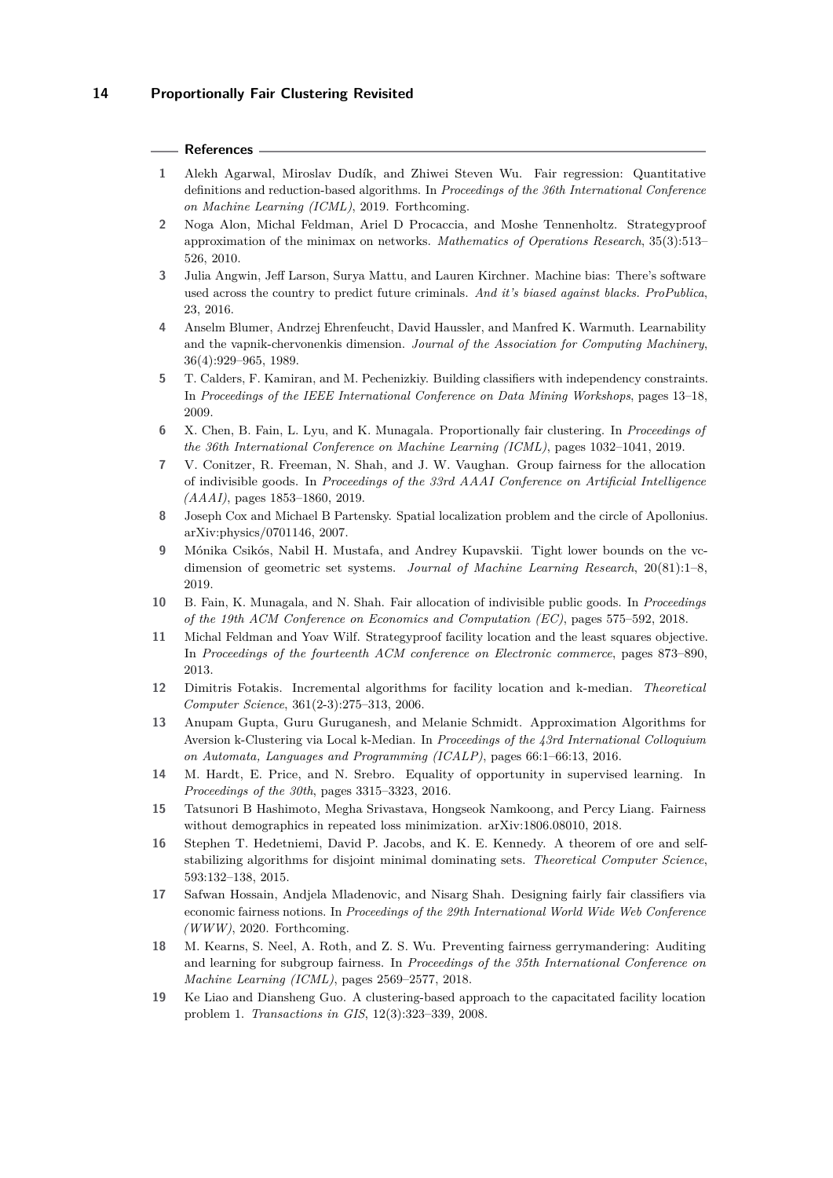## References

1. Alekh Agarwal, Miroslav Dudík, and Zhiwei Steven Wu. Fair regression: Quantitative definitions and reduction-based algorithms. In *Proceedings of the 36th International Conference on Machine Learning (ICML)*, 2019. Forthcoming.
2. Noga Alon, Michal Feldman, Ariel D Procaccia, and Moshe Tennenholtz. Strategyproof approximation of the minimax on networks. *Mathematics of Operations Research*, 35(3):513–526, 2010.
3. Julia Angwin, Jeff Larson, Surya Mattu, and Lauren Kirchner. Machine bias: There's software used across the country to predict future criminals. *And it's biased against blacks. ProPublica*, 23, 2016.
4. Anselm Blumer, Andrzej Ehrenfeucht, David Haussler, and Manfred K. Warmuth. Learnability and the vapnik-chervonenkis dimension. *Journal of the Association for Computing Machinery*, 36(4):929–965, 1989.
5. T. Calders, F. Kamiran, and M. Pechenizkiy. Building classifiers with independency constraints. In *Proceedings of the IEEE International Conference on Data Mining Workshops*, pages 13–18, 2009.
6. X. Chen, B. Fain, L. Lyu, and K. Munagala. Proportionally fair clustering. In *Proceedings of the 36th International Conference on Machine Learning (ICML)*, pages 1032–1041, 2019.
7. V. Conitzer, R. Freeman, N. Shah, and J. W. Vaughan. Group fairness for the allocation of indivisible goods. In *Proceedings of the 33rd AAAI Conference on Artificial Intelligence (AAAI)*, pages 1853–1860, 2019.
8. Joseph Cox and Michael B Partensky. Spatial localization problem and the circle of Apollonius. arXiv:physics/0701146, 2007.
9. Mónika Csikós, Nabil H. Mustafa, and Andrey Kupavskii. Tight lower bounds on the vc-dimension of geometric set systems. *Journal of Machine Learning Research*, 20(81):1–8, 2019.
10. B. Fain, K. Munagala, and N. Shah. Fair allocation of indivisible public goods. In *Proceedings of the 19th ACM Conference on Economics and Computation (EC)*, pages 575–592, 2018.
11. Michal Feldman and Yoav Wilf. Strategyproof facility location and the least squares objective. In *Proceedings of the fourteenth ACM conference on Electronic commerce*, pages 873–890, 2013.
12. Dimitris Fotakis. Incremental algorithms for facility location and k-median. *Theoretical Computer Science*, 361(2-3):275–313, 2006.
13. Anupam Gupta, Guru Guruganesh, and Melanie Schmidt. Approximation Algorithms for Aversion k-Clustering via Local k-Median. In *Proceedings of the 43rd International Colloquium on Automata, Languages and Programming (ICALP)*, pages 66:1–66:13, 2016.
14. M. Hardt, E. Price, and N. Srebro. Equality of opportunity in supervised learning. In *Proceedings of the 30th*, pages 3315–3323, 2016.
15. Tatsunori B Hashimoto, Megha Srivastava, Hongseok Namkoong, and Percy Liang. Fairness without demographics in repeated loss minimization. arXiv:1806.08010, 2018.
16. Stephen T. Hedetniemi, David P. Jacobs, and K. E. Kennedy. A theorem of ore and self-stabilizing algorithms for disjoint minimal dominating sets. *Theoretical Computer Science*, 593:132–138, 2015.
17. Safwan Hossain, Andjela Mladenovic, and Nisarg Shah. Designing fairly fair classifiers via economic fairness notions. In *Proceedings of the 29th International World Wide Web Conference (WWW)*, 2020. Forthcoming.
18. M. Kearns, S. Neel, A. Roth, and Z. S. Wu. Preventing fairness gerrymandering: Auditing and learning for subgroup fairness. In *Proceedings of the 35th International Conference on Machine Learning (ICML)*, pages 2569–2577, 2018.
19. Ke Liao and Diansheng Guo. A clustering-based approach to the capacitated facility location problem 1. *Transactions in GIS*, 12(3):323–339, 2008.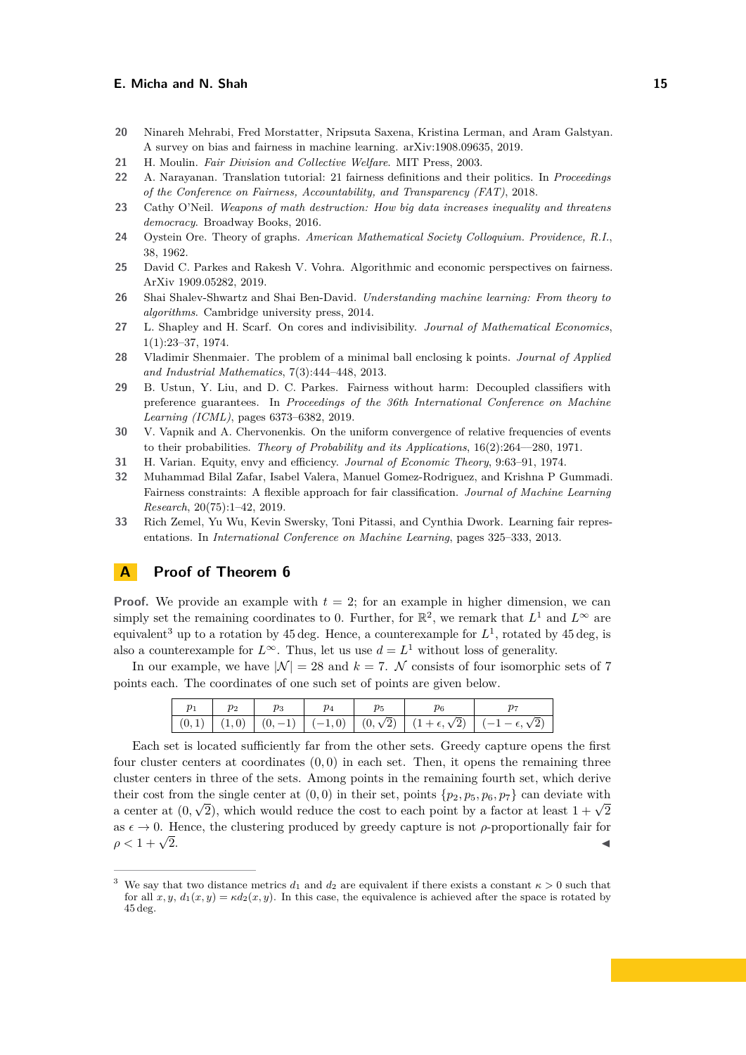20 Ninareh Mehrabi, Fred Morstatter, Nripsuta Saxena, Kristina Lerman, and Aram Galstyan. A survey on bias and fairness in machine learning. arXiv:1908.09635, 2019.

21 H. Moulin. *Fair Division and Collective Welfare.* MIT Press, 2003.

22 A. Narayanan. Translation tutorial: 21 fairness definitions and their politics. In *Proceedings of the Conference on Fairness, Accountability, and Transparency (FAT)*, 2018.

23 Cathy O'Neil. *Weapons of math destruction: How big data increases inequality and threatens democracy.* Broadway Books, 2016.

24 Oystein Ore. Theory of graphs. *American Mathematical Society Colloquium. Providence, R.I.*, 38, 1962.

25 David C. Parkes and Rakesh V. Vohra. Algorithmic and economic perspectives on fairness. ArXiv 1909.05282, 2019.

26 Shai Shalev-Shwartz and Shai Ben-David. *Understanding machine learning: From theory to algorithms.* Cambridge university press, 2014.

27 L. Shapley and H. Scarf. On cores and indivisibility. *Journal of Mathematical Economics*, 1(1):23–37, 1974.

28 Vladimir Shenmaier. The problem of a minimal ball enclosing k points. *Journal of Applied and Industrial Mathematics*, 7(3):444–448, 2013.

29 B. Ustun, Y. Liu, and D. C. Parkes. Fairness without harm: Decoupled classifiers with preference guarantees. In *Proceedings of the 36th International Conference on Machine Learning (ICML)*, pages 6373–6382, 2019.

30 V. Vapnik and A. Chervonenkis. On the uniform convergence of relative frequencies of events to their probabilities. *Theory of Probability and its Applications*, 16(2):264—280, 1971.

31 H. Varian. Equity, envy and efficiency. *Journal of Economic Theory*, 9:63–91, 1974.

32 Muhammad Bilal Zafar, Isabel Valera, Manuel Gomez-Rodriguez, and Krishna P Gummadi. Fairness constraints: A flexible approach for fair classification. *Journal of Machine Learning Research*, 20(75):1–42, 2019.

33 Rich Zemel, Yu Wu, Kevin Swersky, Toni Pitassi, and Cynthia Dwork. Learning fair representations. In *International Conference on Machine Learning*, pages 325–333, 2013.

## A Proof of Theorem 6

**Proof.** We provide an example with $t = 2$; for an example in higher dimension, we can simply set the remaining coordinates to 0. Further, for $\mathbb{R}^2$, we remark that $L^1$ and $L^\infty$ are equivalent[3] up to a rotation by 45 deg. Hence, a counterexample for $L^1$, rotated by 45 deg, is also a counterexample for $L^\infty$. Thus, let us use $d = L^1$ without loss of generality.

In our example, we have $|\mathcal{N}| = 28$ and $k = 7$. $\mathcal{N}$ consists of four isomorphic sets of 7 points each. The coordinates of one such set of points are given below.

| $p_1$ | $p_2$ | $p_3$ | $p_4$ | $p_5$ | $p_6$ | $p_7$ |
|---|---|---|---|---|---|---|
| $(0,1)$ | $(1,0)$ | $(0,-1)$ | $(-1,0)$ | $(0,\sqrt{2})$ | $(1+\epsilon,\sqrt{2})$ | $(-1-\epsilon,\sqrt{2})$ |

Each set is located sufficiently far from the other sets. Greedy capture opens the first four cluster centers at coordinates $(0,0)$ in each set. Then, it opens the remaining three cluster centers in three of the sets. Among points in the remaining fourth set, which derive their cost from the single center at $(0,0)$ in their set, points $\{p_2, p_5, p_6, p_7\}$ can deviate with a center at $(0,\sqrt{2})$, which would reduce the cost to each point by a factor at least $1+\sqrt{2}$ as $\epsilon \to 0$. Hence, the clustering produced by greedy capture is not $\rho$-proportionally fair for $\rho < 1+\sqrt{2}$. ◀

[3] We say that two distance metrics $d_1$ and $d_2$ are equivalent if there exists a constant $\kappa > 0$ such that for all $x, y$, $d_1(x,y) = \kappa d_2(x,y)$. In this case, the equivalence is achieved after the space is rotated by 45 deg.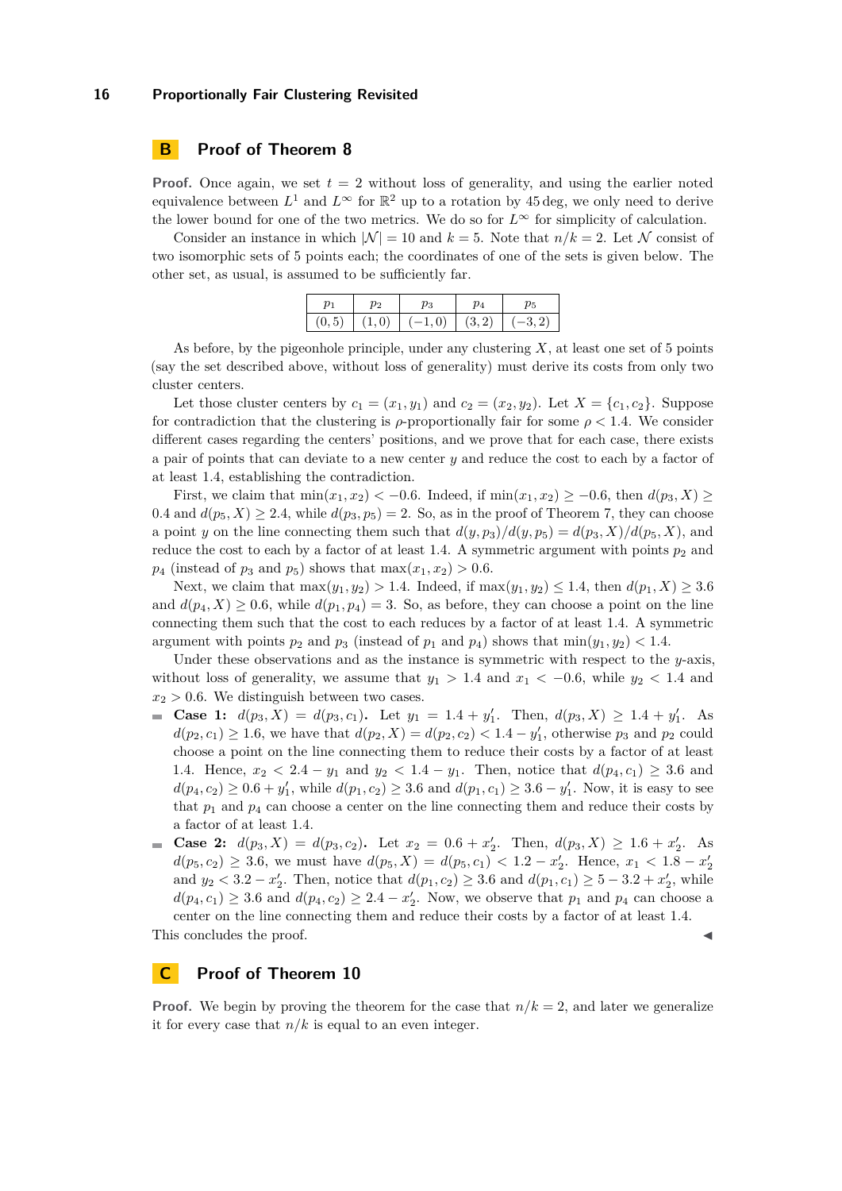## B Proof of Theorem 8

**Proof.** Once again, we set $t = 2$ without loss of generality, and using the earlier noted equivalence between $L^1$ and $L^\infty$ for $\mathbb{R}^2$ up to a rotation by 45 deg, we only need to derive the lower bound for one of the two metrics. We do so for $L^\infty$ for simplicity of calculation.

Consider an instance in which $|\mathcal{N}| = 10$ and $k = 5$. Note that $n/k = 2$. Let $\mathcal{N}$ consist of two isomorphic sets of 5 points each; the coordinates of one of the sets is given below. The other set, as usual, is assumed to be sufficiently far.

| $p_1$ | $p_2$ | $p_3$ | $p_4$ | $p_5$ |
|---|---|---|---|---|
| $(0,5)$ | $(1,0)$ | $(-1,0)$ | $(3,2)$ | $(-3,2)$ |

As before, by the pigeonhole principle, under any clustering $X$, at least one set of 5 points (say the set described above, without loss of generality) must derive its costs from only two cluster centers.

Let those cluster centers by $c_1 = (x_1, y_1)$ and $c_2 = (x_2, y_2)$. Let $X = \{c_1, c_2\}$. Suppose for contradiction that the clustering is $\rho$-proportionally fair for some $\rho < 1.4$. We consider different cases regarding the centers' positions, and we prove that for each case, there exists a pair of points that can deviate to a new center $y$ and reduce the cost to each by a factor of at least 1.4, establishing the contradiction.

First, we claim that $\min(x_1, x_2) < -0.6$. Indeed, if $\min(x_1, x_2) \geq -0.6$, then $d(p_3, X) \geq 0.4$ and $d(p_5, X) \geq 2.4$, while $d(p_3, p_5) = 2$. So, as in the proof of Theorem 7, they can choose a point $y$ on the line connecting them such that $d(y, p_3)/d(y, p_5) = d(p_3, X)/d(p_5, X)$, and reduce the cost to each by a factor of at least 1.4. A symmetric argument with points $p_2$ and $p_4$ (instead of $p_3$ and $p_5$) shows that $\max(x_1, x_2) > 0.6$.

Next, we claim that $\max(y_1, y_2) > 1.4$. Indeed, if $\max(y_1, y_2) \leq 1.4$, then $d(p_1, X) \geq 3.6$ and $d(p_4, X) \geq 0.6$, while $d(p_1, p_4) = 3$. So, as before, they can choose a point on the line connecting them such that the cost to each reduces by a factor of at least 1.4. A symmetric argument with points $p_2$ and $p_3$ (instead of $p_1$ and $p_4$) shows that $\min(y_1, y_2) < 1.4$.

Under these observations and as the instance is symmetric with respect to the $y$-axis, without loss of generality, we assume that $y_1 > 1.4$ and $x_1 < -0.6$, while $y_2 < 1.4$ and $x_2 > 0.6$. We distinguish between two cases.

- **Case 1: $d(p_3, X) = d(p_3, c_1)$.** Let $y_1 = 1.4 + y_1'$. Then, $d(p_3, X) \geq 1.4 + y_1'$. As $d(p_2, c_1) \geq 1.6$, we have that $d(p_2, X) = d(p_2, c_2) < 1.4 - y_1'$, otherwise $p_3$ and $p_2$ could choose a point on the line connecting them to reduce their costs by a factor of at least 1.4. Hence, $x_2 < 2.4 - y_1$ and $y_2 < 1.4 - y_1$. Then, notice that $d(p_4, c_1) \geq 3.6$ and $d(p_4, c_2) \geq 0.6 + y_1'$, while $d(p_1, c_2) \geq 3.6$ and $d(p_1, c_1) \geq 3.6 - y_1'$. Now, it is easy to see that $p_1$ and $p_4$ can choose a center on the line connecting them and reduce their costs by a factor of at least 1.4.
- **Case 2: $d(p_3, X) = d(p_3, c_2)$.** Let $x_2 = 0.6 + x_2'$. Then, $d(p_3, X) \geq 1.6 + x_2'$. As $d(p_5, c_2) \geq 3.6$, we must have $d(p_5, X) = d(p_5, c_1) < 1.2 - x_2'$. Hence, $x_1 < 1.8 - x_2'$ and $y_2 < 3.2 - x_2'$. Then, notice that $d(p_1, c_2) \geq 3.6$ and $d(p_1, c_1) \geq 5 - 3.2 + x_2'$, while $d(p_4, c_1) \geq 3.6$ and $d(p_4, c_2) \geq 2.4 - x_2'$. Now, we observe that $p_1$ and $p_4$ can choose a center on the line connecting them and reduce their costs by a factor of at least 1.4.

This concludes the proof. ◀

## C Proof of Theorem 10

**Proof.** We begin by proving the theorem for the case that $n/k = 2$, and later we generalize it for every case that $n/k$ is equal to an even integer.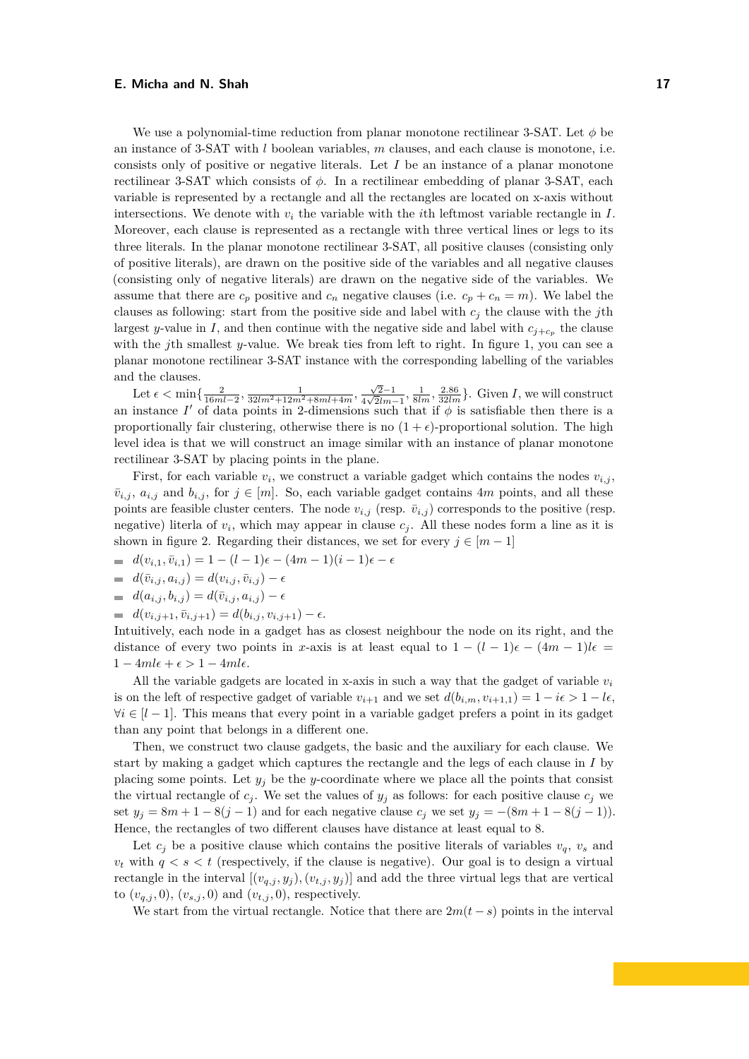We use a polynomial-time reduction from planar monotone rectilinear 3-SAT. Let $\phi$ be an instance of 3-SAT with $l$ boolean variables, $m$ clauses, and each clause is monotone, i.e. consists only of positive or negative literals. Let $I$ be an instance of a planar monotone rectilinear 3-SAT which consists of $\phi$. In a rectilinear embedding of planar 3-SAT, each variable is represented by a rectangle and all the rectangles are located on x-axis without intersections. We denote with $v_i$ the variable with the $i$th leftmost variable rectangle in $I$. Moreover, each clause is represented as a rectangle with three vertical lines or legs to its three literals. In the planar monotone rectilinear 3-SAT, all positive clauses (consisting only of positive literals), are drawn on the positive side of the variables and all negative clauses (consisting only of negative literals) are drawn on the negative side of the variables. We assume that there are $c_p$ positive and $c_n$ negative clauses (i.e. $c_p + c_n = m$). We label the clauses as following: start from the positive side and label with $c_j$ the clause with the $j$th largest $y$-value in $I$, and then continue with the negative side and label with $c_{j+c_p}$ the clause with the $j$th smallest $y$-value. We break ties from left to right. In figure 1, you can see a planar monotone rectilinear 3-SAT instance with the corresponding labelling of the variables and the clauses.

Let $\epsilon < \min\{\frac{2}{16ml-2}, \frac{1}{32lm^2+12m^2+8ml+4m}, \frac{\sqrt{2}-1}{4\sqrt{2}lm-1}, \frac{1}{8lm}, \frac{2.86}{32lm}\}$. Given $I$, we will construct an instance $I'$ of data points in 2-dimensions such that if $\phi$ is satisfiable then there is a proportionally fair clustering, otherwise there is no $(1+\epsilon)$-proportional solution. The high level idea is that we will construct an image similar with an instance of planar monotone rectilinear 3-SAT by placing points in the plane.

First, for each variable $v_i$, we construct a variable gadget which contains the nodes $v_{i,j}$, $\bar{v}_{i,j}$, $a_{i,j}$ and $b_{i,j}$, for $j \in [m]$. So, each variable gadget contains $4m$ points, and all these points are feasible cluster centers. The node $v_{i,j}$ (resp. $\bar{v}_{i,j}$) corresponds to the positive (resp. negative) literla of $v_i$, which may appear in clause $c_j$. All these nodes form a line as it is shown in figure 2. Regarding their distances, we set for every $j \in [m-1]$

- $d(v_{i,1}, \bar{v}_{i,1}) = 1 - (l-1)\epsilon - (4m-1)(i-1)\epsilon - \epsilon$
- $d(\bar{v}_{i,j}, a_{i,j}) = d(v_{i,j}, \bar{v}_{i,j}) - \epsilon$
- $d(a_{i,j}, b_{i,j}) = d(\bar{v}_{i,j}, a_{i,j}) - \epsilon$
- $d(v_{i,j+1}, \bar{v}_{i,j+1}) = d(b_{i,j}, v_{i,j+1}) - \epsilon$.

Intuitively, each node in a gadget has as closest neighbour the node on its right, and the distance of every two points in $x$-axis is at least equal to $1 - (l-1)\epsilon - (4m-1)l\epsilon = 1 - 4ml\epsilon + \epsilon > 1 - 4ml\epsilon$.

All the variable gadgets are located in x-axis in such a way that the gadget of variable $v_i$ is on the left of respective gadget of variable $v_{i+1}$ and we set $d(b_{i,m}, v_{i+1,1}) = 1 - i\epsilon > 1 - l\epsilon$, $\forall i \in [l-1]$. This means that every point in a variable gadget prefers a point in its gadget than any point that belongs in a different one.

Then, we construct two clause gadgets, the basic and the auxiliary for each clause. We start by making a gadget which captures the rectangle and the legs of each clause in $I$ by placing some points. Let $y_j$ be the $y$-coordinate where we place all the points that consist the virtual rectangle of $c_j$. We set the values of $y_j$ as follows: for each positive clause $c_j$ we set $y_j = 8m + 1 - 8(j-1)$ and for each negative clause $c_j$ we set $y_j = -(8m + 1 - 8(j-1))$. Hence, the rectangles of two different clauses have distance at least equal to 8.

Let $c_j$ be a positive clause which contains the positive literals of variables $v_q$, $v_s$ and $v_t$ with $q < s < t$ (respectively, if the clause is negative). Our goal is to design a virtual rectangle in the interval $[(v_{q,j}, y_j), (v_{t,j}, y_j)]$ and add the three virtual legs that are vertical to $(v_{q,j}, 0)$, $(v_{s,j}, 0)$ and $(v_{t,j}, 0)$, respectively.

We start from the virtual rectangle. Notice that there are $2m(t-s)$ points in the interval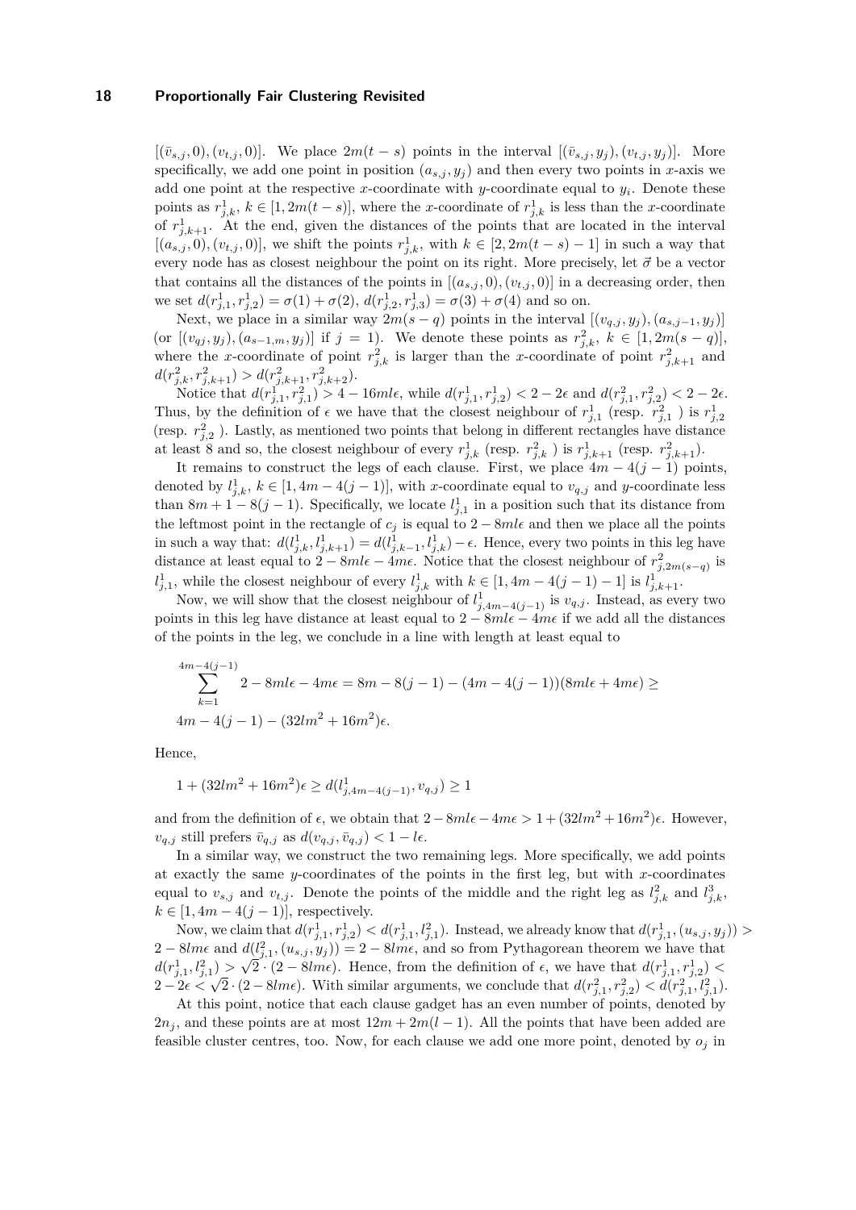$[(\bar{v}_{s,j}, 0), (v_{t,j}, 0)]$. We place $2m(t-s)$ points in the interval $[(\bar{v}_{s,j}, y_j), (v_{t,j}, y_j)]$. More specifically, we add one point in position $(a_{s,j}, y_j)$ and then every two points in $x$-axis we add one point at the respective $x$-coordinate with $y$-coordinate equal to $y_i$. Denote these points as $r^1_{j,k}$, $k \in [1, 2m(t-s)]$, where the $x$-coordinate of $r^1_{j,k}$ is less than the $x$-coordinate of $r^1_{j,k+1}$. At the end, given the distances of the points that are located in the interval $[(a_{s,j}, 0), (v_{t,j}, 0)]$, we shift the points $r^1_{j,k}$, with $k \in [2, 2m(t-s) - 1]$ in such a way that every node has as closest neighbour the point on its right. More precisely, let $\vec{\sigma}$ be a vector that contains all the distances of the points in $[(a_{s,j}, 0), (v_{t,j}, 0)]$ in a decreasing order, then we set $d(r^1_{j,1}, r^1_{j,2}) = \sigma(1) + \sigma(2)$, $d(r^1_{j,2}, r^1_{j,3}) = \sigma(3) + \sigma(4)$ and so on.

Next, we place in a similar way $2m(s-q)$ points in the interval $[(v_{q,j}, y_j), (a_{s,j-1}, y_j)]$ (or $[(v_{qj}, y_j), (a_{s-1,m}, y_j)]$ if $j = 1$). We denote these points as $r^2_{j,k}$, $k \in [1, 2m(s-q)]$, where the $x$-coordinate of point $r^2_{j,k}$ is larger than the $x$-coordinate of point $r^2_{j,k+1}$ and $d(r^2_{j,k}, r^2_{j,k+1}) > d(r^2_{j,k+1}, r^2_{j,k+2})$.

Notice that $d(r^1_{j,1}, r^2_{j,1}) > 4 - 16ml\epsilon$, while $d(r^1_{j,1}, r^1_{j,2}) < 2 - 2\epsilon$ and $d(r^2_{j,1}, r^2_{j,2}) < 2 - 2\epsilon$. Thus, by the definition of $\epsilon$ we have that the closest neighbour of $r^1_{j,1}$ (resp. $r^2_{j,1}$ ) is $r^1_{j,2}$ (resp. $r^2_{j,2}$ ). Lastly, as mentioned two points that belong in different rectangles have distance at least 8 and so, the closest neighbour of every $r^1_{j,k}$ (resp. $r^2_{j,k}$ ) is $r^1_{j,k+1}$ (resp. $r^2_{j,k+1}$).

It remains to construct the legs of each clause. First, we place $4m - 4(j-1)$ points, denoted by $l^1_{j,k}$, $k \in [1, 4m - 4(j-1)]$, with $x$-coordinate equal to $v_{q,j}$ and $y$-coordinate less than $8m + 1 - 8(j-1)$. Specifically, we locate $l^1_{j,1}$ in a position such that its distance from the leftmost point in the rectangle of $c_j$ is equal to $2 - 8ml\epsilon$ and then we place all the points in such a way that: $d(l^1_{j,k}, l^1_{j,k+1}) = d(l^1_{j,k-1}, l^1_{j,k}) - \epsilon$. Hence, every two points in this leg have distance at least equal to $2 - 8ml\epsilon - 4m\epsilon$. Notice that the closest neighbour of $r^2_{j,2m(s-q)}$ is $l^1_{j,1}$, while the closest neighbour of every $l^1_{j,k}$ with $k \in [1, 4m - 4(j-1) - 1]$ is $l^1_{j,k+1}$.

Now, we will show that the closest neighbour of $l^1_{j,4m-4(j-1)}$ is $v_{q,j}$. Instead, as every two points in this leg have distance at least equal to $2 - 8ml\epsilon - 4m\epsilon$ if we add all the distances of the points in the leg, we conclude in a line with length at least equal to

$$\sum_{k=1}^{4m-4(j-1)} 2 - 8ml\epsilon - 4m\epsilon = 8m - 8(j-1) - (4m - 4(j-1))(8ml\epsilon + 4m\epsilon) \geq$$
$$4m - 4(j-1) - (32lm^2 + 16m^2)\epsilon.$$

Hence,

$$1 + (32lm^2 + 16m^2)\epsilon \geq d(l^1_{j,4m-4(j-1)}, v_{q,j}) \geq 1$$

and from the definition of $\epsilon$, we obtain that $2 - 8ml\epsilon - 4m\epsilon > 1 + (32lm^2 + 16m^2)\epsilon$. However, $v_{q,j}$ still prefers $\bar{v}_{q,j}$ as $d(v_{q,j}, \bar{v}_{q,j}) < 1 - l\epsilon$.

In a similar way, we construct the two remaining legs. More specifically, we add points at exactly the same $y$-coordinates of the points in the first leg, but with $x$-coordinates equal to $v_{s,j}$ and $v_{t,j}$. Denote the points of the middle and the right leg as $l^2_{j,k}$ and $l^3_{j,k}$, $k \in [1, 4m - 4(j-1)]$, respectively.

Now, we claim that $d(r^1_{j,1}, r^1_{j,2}) < d(r^1_{j,1}, l^2_{j,1})$. Instead, we already know that $d(r^1_{j,1}, (u_{s,j}, y_j)) > 2 - 8lm\epsilon$ and $d(l^2_{j,1}, (u_{s,j}, y_j)) = 2 - 8lm\epsilon$, and so from Pythagorean theorem we have that $d(r^1_{j,1}, l^2_{j,1}) > \sqrt{2} \cdot (2 - 8lm\epsilon)$. Hence, from the definition of $\epsilon$, we have that $d(r^1_{j,1}, r^1_{j,2}) < 2 - 2\epsilon < \sqrt{2} \cdot (2 - 8lm\epsilon)$. With similar arguments, we conclude that $d(r^2_{j,1}, r^2_{j,2}) < d(r^2_{j,1}, l^2_{j,1})$.

At this point, notice that each clause gadget has an even number of points, denoted by $2n_j$, and these points are at most $12m + 2m(l-1)$. All the points that have been added are feasible cluster centres, too. Now, for each clause we add one more point, denoted by $o_j$ in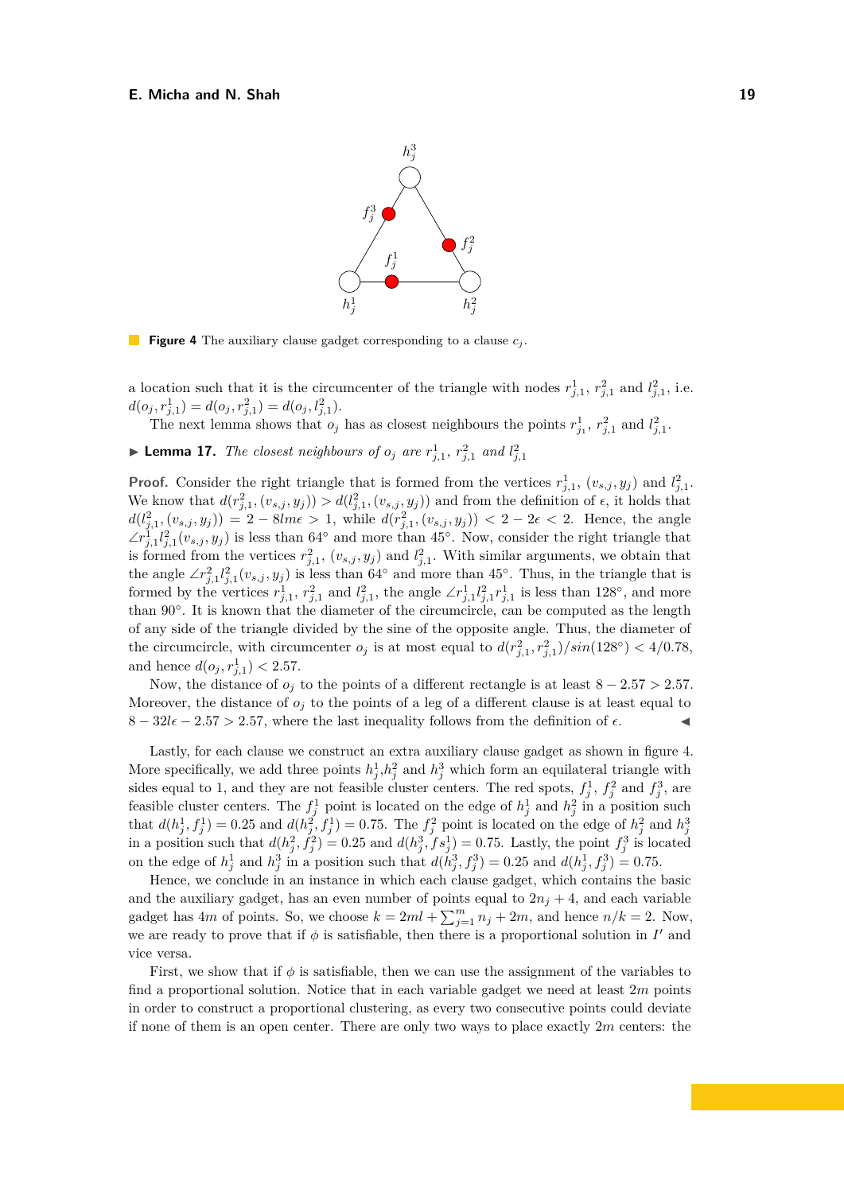**Figure 4** The auxiliary clause gadget corresponding to a clause $c_j$.

a location such that it is the circumcenter of the triangle with nodes $r^1_{j,1}$, $r^2_{j,1}$ and $l^2_{j,1}$, i.e. $d(o_j, r^1_{j,1}) = d(o_j, r^2_{j,1}) = d(o_j, l^2_{j,1})$.

The next lemma shows that $o_j$ has as closest neighbours the points $r^1_{j_1}$, $r^2_{j,1}$ and $l^2_{j,1}$.

▶ **Lemma 17.** *The closest neighbours of $o_j$ are $r^1_{j,1}$, $r^2_{j,1}$ and $l^2_{j,1}$*

**Proof.** Consider the right triangle that is formed from the vertices $r^1_{j,1}$, $(v_{s,j}, y_j)$ and $l^2_{j,1}$. We know that $d(r^2_{j,1}, (v_{s,j}, y_j)) > d(l^2_{j,1}, (v_{s,j}, y_j))$ and from the definition of $\epsilon$, it holds that $d(l^2_{j,1}, (v_{s,j}, y_j)) = 2 - 8lm\epsilon > 1$, while $d(r^2_{j,1}, (v_{s,j}, y_j)) < 2 - 2\epsilon < 2$. Hence, the angle $\angle r^1_{j,1} l^2_{j,1} (v_{s,j}, y_j)$ is less than $64°$ and more than $45°$. Now, consider the right triangle that is formed from the vertices $r^2_{j,1}$, $(v_{s,j}, y_j)$ and $l^2_{j,1}$. With similar arguments, we obtain that the angle $\angle r^2_{j,1} l^2_{j,1} (v_{s,j}, y_j)$ is less than $64°$ and more than $45°$. Thus, in the triangle that is formed by the vertices $r^1_{j,1}$, $r^2_{j,1}$ and $l^2_{j,1}$, the angle $\angle r^1_{j,1} l^2_{j,1} r^1_{j,1}$ is less than $128°$, and more than $90°$. It is known that the diameter of the circumcircle, can be computed as the length of any side of the triangle divided by the sine of the opposite angle. Thus, the diameter of the circumcircle, with circumcenter $o_j$ is at most equal to $d(r^2_{j,1}, r^2_{j,1})/sin(128°) < 4/0.78$, and hence $d(o_j, r^1_{j,1}) < 2.57$.

Now, the distance of $o_j$ to the points of a different rectangle is at least $8 - 2.57 > 2.57$. Moreover, the distance of $o_j$ to the points of a leg of a different clause is at least equal to $8 - 32l\epsilon - 2.57 > 2.57$, where the last inequality follows from the definition of $\epsilon$. ◀

Lastly, for each clause we construct an extra auxiliary clause gadget as shown in figure 4. More specifically, we add three points $h^1_j$,$h^2_j$ and $h^3_j$ which form an equilateral triangle with sides equal to 1, and they are not feasible cluster centers. The red spots, $f^1_j$, $f^2_j$ and $f^3_j$, are feasible cluster centers. The $f^1_j$ point is located on the edge of $h^1_j$ and $h^2_j$ in a position such that $d(h^1_j, f^1_j) = 0.25$ and $d(h^2_j, f^1_j) = 0.75$. The $f^2_j$ point is located on the edge of $h^2_j$ and $h^3_j$ in a position such that $d(h^2_j, f^2_j) = 0.25$ and $d(h^3_j, fs^1_j) = 0.75$. Lastly, the point $f^3_j$ is located on the edge of $h^1_j$ and $h^3_j$ in a position such that $d(h^3_j, f^3_j) = 0.25$ and $d(h^1_j, f^3_j) = 0.75$.

Hence, we conclude in an instance in which each clause gadget, which contains the basic and the auxiliary gadget, has an even number of points equal to $2n_j + 4$, and each variable gadget has $4m$ of points. So, we choose $k = 2ml + \sum_{j=1}^{m} n_j + 2m$, and hence $n/k = 2$. Now, we are ready to prove that if $\phi$ is satisfiable, then there is a proportional solution in $I'$ and vice versa.

First, we show that if $\phi$ is satisfiable, then we can use the assignment of the variables to find a proportional solution. Notice that in each variable gadget we need at least $2m$ points in order to construct a proportional clustering, as every two consecutive points could deviate if none of them is an open center. There are only two ways to place exactly $2m$ centers: the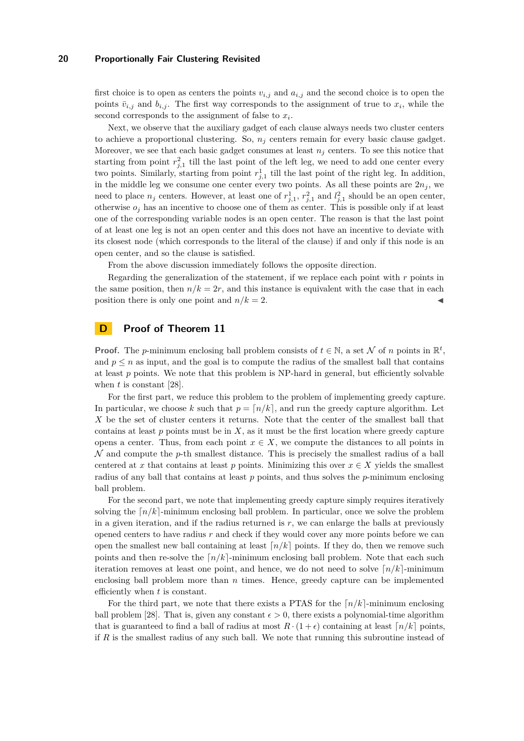first choice is to open as centers the points $v_{i,j}$ and $a_{i,j}$ and the second choice is to open the points $\bar{v}_{i,j}$ and $b_{i,j}$. The first way corresponds to the assignment of true to $x_i$, while the second corresponds to the assignment of false to $x_i$.

Next, we observe that the auxiliary gadget of each clause always needs two cluster centers to achieve a proportional clustering. So, $n_j$ centers remain for every basic clause gadget. Moreover, we see that each basic gadget consumes at least $n_j$ centers. To see this notice that starting from point $r^2_{j,1}$ till the last point of the left leg, we need to add one center every two points. Similarly, starting from point $r^1_{j,1}$ till the last point of the right leg. In addition, in the middle leg we consume one center every two points. As all these points are $2n_j$, we need to place $n_j$ centers. However, at least one of $r^1_{j,1}$, $r^2_{j,1}$ and $l^2_{j,1}$ should be an open center, otherwise $o_j$ has an incentive to choose one of them as center. This is possible only if at least one of the corresponding variable nodes is an open center. The reason is that the last point of at least one leg is not an open center and this does not have an incentive to deviate with its closest node (which corresponds to the literal of the clause) if and only if this node is an open center, and so the clause is satisfied.

From the above discussion immediately follows the opposite direction.

Regarding the generalization of the statement, if we replace each point with $r$ points in the same position, then $n/k = 2r$, and this instance is equivalent with the case that in each position there is only one point and $n/k = 2$. ◀

## D Proof of Theorem 11

**Proof.** The $p$-minimum enclosing ball problem consists of $t \in \mathbb{N}$, a set $\mathcal{N}$ of $n$ points in $\mathbb{R}^t$, and $p \leq n$ as input, and the goal is to compute the radius of the smallest ball that contains at least $p$ points. We note that this problem is NP-hard in general, but efficiently solvable when $t$ is constant [28].

For the first part, we reduce this problem to the problem of implementing greedy capture. In particular, we choose $k$ such that $p = \lceil n/k \rceil$, and run the greedy capture algorithm. Let $X$ be the set of cluster centers it returns. Note that the center of the smallest ball that contains at least $p$ points must be in $X$, as it must be the first location where greedy capture opens a center. Thus, from each point $x \in X$, we compute the distances to all points in $\mathcal{N}$ and compute the $p$-th smallest distance. This is precisely the smallest radius of a ball centered at $x$ that contains at least $p$ points. Minimizing this over $x \in X$ yields the smallest radius of any ball that contains at least $p$ points, and thus solves the $p$-minimum enclosing ball problem.

For the second part, we note that implementing greedy capture simply requires iteratively solving the $\lceil n/k \rceil$-minimum enclosing ball problem. In particular, once we solve the problem in a given iteration, and if the radius returned is $r$, we can enlarge the balls at previously opened centers to have radius $r$ and check if they would cover any more points before we can open the smallest new ball containing at least $\lceil n/k \rceil$ points. If they do, then we remove such points and then re-solve the $\lceil n/k \rceil$-minimum enclosing ball problem. Note that each such iteration removes at least one point, and hence, we do not need to solve $\lceil n/k \rceil$-minimum enclosing ball problem more than $n$ times. Hence, greedy capture can be implemented efficiently when $t$ is constant.

For the third part, we note that there exists a PTAS for the $\lceil n/k \rceil$-minimum enclosing ball problem [28]. That is, given any constant $\epsilon > 0$, there exists a polynomial-time algorithm that is guaranteed to find a ball of radius at most $R \cdot (1 + \epsilon)$ containing at least $\lceil n/k \rceil$ points, if $R$ is the smallest radius of any such ball. We note that running this subroutine instead of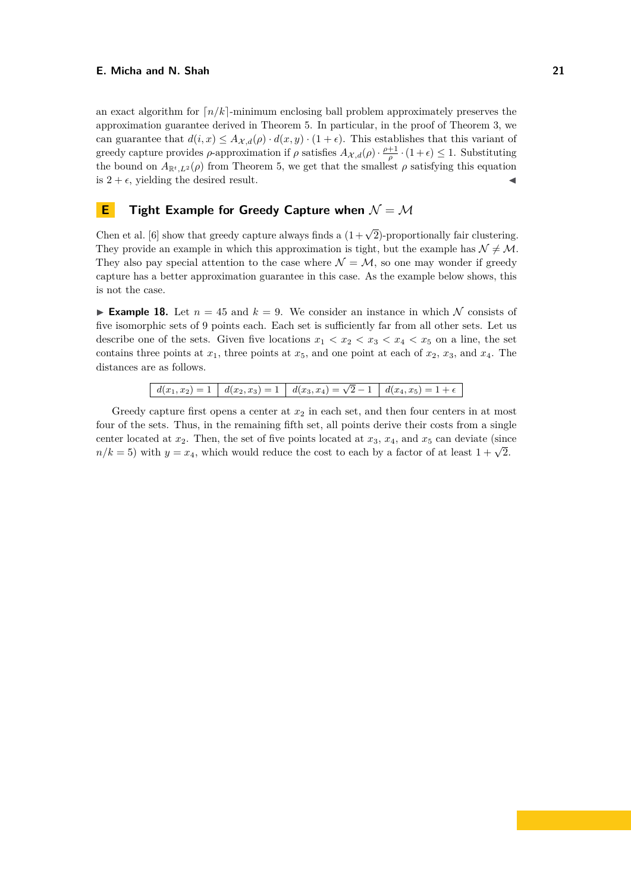an exact algorithm for $\lceil n/k \rceil$-minimum enclosing ball problem approximately preserves the approximation guarantee derived in Theorem 5. In particular, in the proof of Theorem 3, we can guarantee that $d(i,x) \leq A_{\mathcal{X},d}(\rho) \cdot d(x,y) \cdot (1+\epsilon)$. This establishes that this variant of greedy capture provides $\rho$-approximation if $\rho$ satisfies $A_{\mathcal{X},d}(\rho) \cdot \frac{\rho+1}{\rho} \cdot (1+\epsilon) \leq 1$. Substituting the bound on $A_{\mathbb{R}^t,L^2}(\rho)$ from Theorem 5, we get that the smallest $\rho$ satisfying this equation is $2+\epsilon$, yielding the desired result. ◀

## E Tight Example for Greedy Capture when $\mathcal{N} = \mathcal{M}$

Chen et al. [6] show that greedy capture always finds a $(1+\sqrt{2})$-proportionally fair clustering. They provide an example in which this approximation is tight, but the example has $\mathcal{N} \neq \mathcal{M}$. They also pay special attention to the case where $\mathcal{N} = \mathcal{M}$, so one may wonder if greedy capture has a better approximation guarantee in this case. As the example below shows, this is not the case.

▶ **Example 18.** Let $n = 45$ and $k = 9$. We consider an instance in which $\mathcal{N}$ consists of five isomorphic sets of 9 points each. Each set is sufficiently far from all other sets. Let us describe one of the sets. Given five locations $x_1 < x_2 < x_3 < x_4 < x_5$ on a line, the set contains three points at $x_1$, three points at $x_5$, and one point at each of $x_2$, $x_3$, and $x_4$. The distances are as follows.

| | | | |
|---|---|---|---|
| $d(x_1,x_2) = 1$ | $d(x_2,x_3) = 1$ | $d(x_3,x_4) = \sqrt{2}-1$ | $d(x_4,x_5) = 1+\epsilon$ |

Greedy capture first opens a center at $x_2$ in each set, and then four centers in at most four of the sets. Thus, in the remaining fifth set, all points derive their costs from a single center located at $x_2$. Then, the set of five points located at $x_3$, $x_4$, and $x_5$ can deviate (since $n/k = 5$) with $y = x_4$, which would reduce the cost to each by a factor of at least $1+\sqrt{2}$.